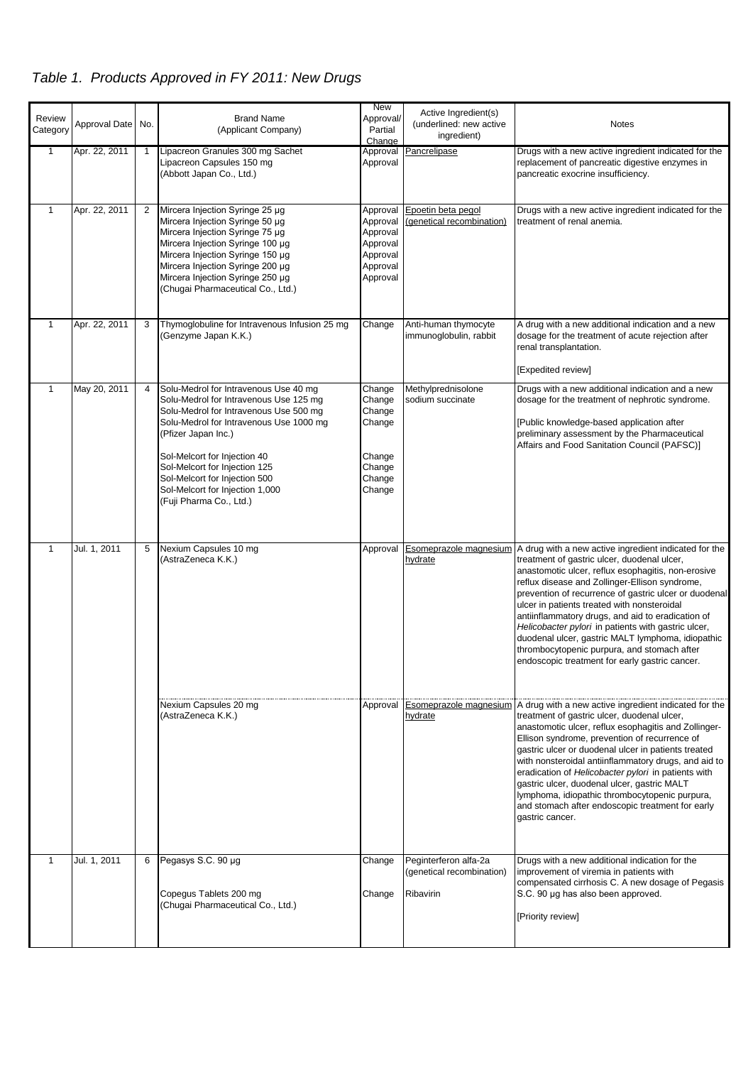# *Table 1. Products Approved in FY 2011: New Drugs*

| Review Category | Approval Date | No. | Brand Name (Applicant Company) | New Approval/ Partial Change | Active Ingredient(s) (underlined: new active ingredient) | Notes |
|---|---|---|---|---|---|---|
| 1 | Apr. 22, 2011 | 1 | Lipacreon Granules 300 mg Sachet<br>Lipacreon Capsules 150 mg<br>(Abbott Japan Co., Ltd.) | Approval<br>Approval | <u>Pancrelipase</u> | Drugs with a new active ingredient indicated for the replacement of pancreatic digestive enzymes in pancreatic exocrine insufficiency. |
| 1 | Apr. 22, 2011 | 2 | Mircera Injection Syringe 25 µg<br>Mircera Injection Syringe 50 µg<br>Mircera Injection Syringe 75 µg<br>Mircera Injection Syringe 100 µg<br>Mircera Injection Syringe 150 µg<br>Mircera Injection Syringe 200 µg<br>Mircera Injection Syringe 250 µg<br>(Chugai Pharmaceutical Co., Ltd.) | Approval<br>Approval<br>Approval<br>Approval<br>Approval<br>Approval<br>Approval | <u>Epoetin beta pegol (genetical recombination)</u> | Drugs with a new active ingredient indicated for the treatment of renal anemia. |
| 1 | Apr. 22, 2011 | 3 | Thymoglobuline for Intravenous Infusion 25 mg<br>(Genzyme Japan K.K.) | Change | Anti-human thymocyte immunoglobulin, rabbit | A drug with a new additional indication and a new dosage for the treatment of acute rejection after renal transplantation.<br><br>[Expedited review] |
| 1 | May 20, 2011 | 4 | Solu-Medrol for Intravenous Use 40 mg<br>Solu-Medrol for Intravenous Use 125 mg<br>Solu-Medrol for Intravenous Use 500 mg<br>Solu-Medrol for Intravenous Use 1000 mg<br>(Pfizer Japan Inc.)<br><br>Sol-Melcort for Injection 40<br>Sol-Melcort for Injection 125<br>Sol-Melcort for Injection 500<br>Sol-Melcort for Injection 1,000<br>(Fuji Pharma Co., Ltd.) | Change<br>Change<br>Change<br>Change<br><br><br>Change<br>Change<br>Change<br>Change | Methylprednisolone sodium succinate | Drugs with a new additional indication and a new dosage for the treatment of nephrotic syndrome.<br><br>[Public knowledge-based application after preliminary assessment by the Pharmaceutical Affairs and Food Sanitation Council (PAFSC)] |
| 1 | Jul. 1, 2011 | 5 | Nexium Capsules 10 mg<br>(AstraZeneca K.K.) | Approval | <u>Esomeprazole magnesium hydrate</u> | A drug with a new active ingredient indicated for the treatment of gastric ulcer, duodenal ulcer, anastomotic ulcer, reflux esophagitis, non-erosive reflux disease and Zollinger-Ellison syndrome, prevention of recurrence of gastric ulcer or duodenal ulcer in patients treated with nonsteroidal antiinflammatory drugs, and aid to eradication of *Helicobacter pylori* in patients with gastric ulcer, duodenal ulcer, gastric MALT lymphoma, idiopathic thrombocytopenic purpura, and stomach after endoscopic treatment for early gastric cancer. |
| | | | Nexium Capsules 20 mg<br>(AstraZeneca K.K.) | Approval | <u>Esomeprazole magnesium hydrate</u> | A drug with a new active ingredient indicated for the treatment of gastric ulcer, duodenal ulcer, anastomotic ulcer, reflux esophagitis and Zollinger-Ellison syndrome, prevention of recurrence of gastric ulcer or duodenal ulcer in patients treated with nonsteroidal antiinflammatory drugs, and aid to eradication of *Helicobacter pylori* in patients with gastric ulcer, duodenal ulcer, gastric MALT lymphoma, idiopathic thrombocytopenic purpura, and stomach after endoscopic treatment for early gastric cancer. |
| 1 | Jul. 1, 2011 | 6 | Pegasys S.C. 90 µg<br><br>Copegus Tablets 200 mg<br>(Chugai Pharmaceutical Co., Ltd.) | Change<br><br>Change | Peginterferon alfa-2a (genetical recombination)<br><br>Ribavirin | Drugs with a new additional indication for the improvement of viremia in patients with compensated cirrhosis C. A new dosage of Pegasis S.C. 90 µg has also been approved.<br><br>[Priority review] |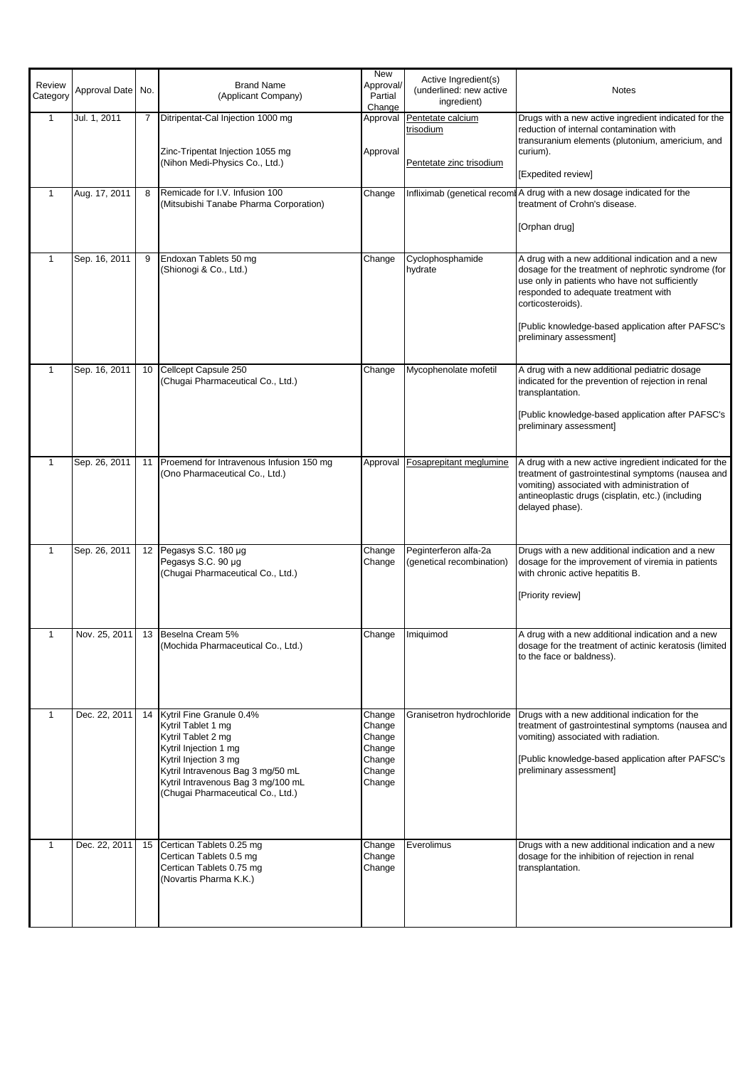| Review Category | Approval Date | No. | Brand Name (Applicant Company) | New Approval/ Partial Change | Active Ingredient(s) (underlined: new active ingredient) | Notes |
|---|---|---|---|---|---|---|
| 1 | Jul. 1, 2011 | 7 | Ditripentat-Cal Injection 1000 mg<br><br>Zinc-Tripentat Injection 1055 mg<br>(Nihon Medi-Physics Co., Ltd.) | Approval<br><br>Approval | Pentetate calcium trisodium<br><br>Pentetate zinc trisodium | Drugs with a new active ingredient indicated for the reduction of internal contamination with transuranium elements (plutonium, americium, and curium).<br><br>[Expedited review] |
| 1 | Aug. 17, 2011 | 8 | Remicade for I.V. Infusion 100<br>(Mitsubishi Tanabe Pharma Corporation) | Change | Infliximab (genetical recomb | A drug with a new dosage indicated for the treatment of Crohn's disease.<br><br>[Orphan drug] |
| 1 | Sep. 16, 2011 | 9 | Endoxan Tablets 50 mg<br>(Shionogi & Co., Ltd.) | Change | Cyclophosphamide hydrate | A drug with a new additional indication and a new dosage for the treatment of nephrotic syndrome (for use only in patients who have not sufficiently responded to adequate treatment with corticosteroids).<br><br>[Public knowledge-based application after PAFSC's preliminary assessment] |
| 1 | Sep. 16, 2011 | 10 | Cellcept Capsule 250<br>(Chugai Pharmaceutical Co., Ltd.) | Change | Mycophenolate mofetil | A drug with a new additional pediatric dosage indicated for the prevention of rejection in renal transplantation.<br><br>[Public knowledge-based application after PAFSC's preliminary assessment] |
| 1 | Sep. 26, 2011 | 11 | Proemend for Intravenous Infusion 150 mg<br>(Ono Pharmaceutical Co., Ltd.) | Approval | Fosaprepitant meglumine | A drug with a new active ingredient indicated for the treatment of gastrointestinal symptoms (nausea and vomiting) associated with administration of antineoplastic drugs (cisplatin, etc.) (including delayed phase). |
| 1 | Sep. 26, 2011 | 12 | Pegasys S.C. 180 μg<br>Pegasys S.C. 90 μg<br>(Chugai Pharmaceutical Co., Ltd.) | Change<br>Change | Peginterferon alfa-2a (genetical recombination) | Drugs with a new additional indication and a new dosage for the improvement of viremia in patients with chronic active hepatitis B.<br><br>[Priority review] |
| 1 | Nov. 25, 2011 | 13 | Beselna Cream 5%<br>(Mochida Pharmaceutical Co., Ltd.) | Change | Imiquimod | A drug with a new additional indication and a new dosage for the treatment of actinic keratosis (limited to the face or baldness). |
| 1 | Dec. 22, 2011 | 14 | Kytril Fine Granule 0.4%<br>Kytril Tablet 1 mg<br>Kytril Tablet 2 mg<br>Kytril Injection 1 mg<br>Kytril Injection 3 mg<br>Kytril Intravenous Bag 3 mg/50 mL<br>Kytril Intravenous Bag 3 mg/100 mL<br>(Chugai Pharmaceutical Co., Ltd.) | Change<br>Change<br>Change<br>Change<br>Change<br>Change<br>Change | Granisetron hydrochloride | Drugs with a new additional indication for the treatment of gastrointestinal symptoms (nausea and vomiting) associated with radiation.<br><br>[Public knowledge-based application after PAFSC's preliminary assessment] |
| 1 | Dec. 22, 2011 | 15 | Certican Tablets 0.25 mg<br>Certican Tablets 0.5 mg<br>Certican Tablets 0.75 mg<br>(Novartis Pharma K.K.) | Change<br>Change<br>Change | Everolimus | Drugs with a new additional indication and a new dosage for the inhibition of rejection in renal transplantation. |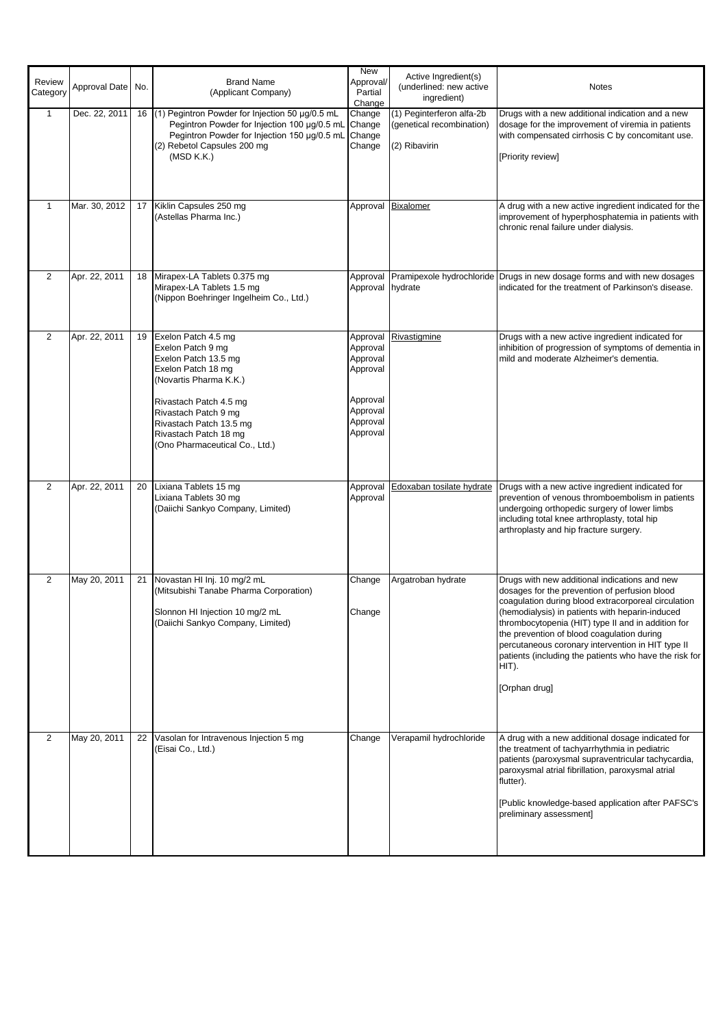| Review Category | Approval Date | No. | Brand Name (Applicant Company) | New Approval/ Partial Change | Active Ingredient(s) (underlined: new active ingredient) | Notes |
|---|---|---|---|---|---|---|
| 1 | Dec. 22, 2011 | 16 | (1) Pegintron Powder for Injection 50 µg/0.5 mL<br>Pegintron Powder for Injection 100 µg/0.5 mL<br>Pegintron Powder for Injection 150 µg/0.5 mL<br>(2) Rebetol Capsules 200 mg<br>(MSD K.K.) | Change<br>Change<br>Change<br>Change | (1) Peginterferon alfa-2b (genetical recombination)<br>(2) Ribavirin | Drugs with a new additional indication and a new dosage for the improvement of viremia in patients with compensated cirrhosis C by concomitant use.<br><br>[Priority review] |
| 1 | Mar. 30, 2012 | 17 | Kiklin Capsules 250 mg<br>(Astellas Pharma Inc.) | Approval | <u>Bixalomer</u> | A drug with a new active ingredient indicated for the improvement of hyperphosphatemia in patients with chronic renal failure under dialysis. |
| 2 | Apr. 22, 2011 | 18 | Mirapex-LA Tablets 0.375 mg<br>Mirapex-LA Tablets 1.5 mg<br>(Nippon Boehringer Ingelheim Co., Ltd.) | Approval<br>Approval | Pramipexole hydrochloride hydrate | Drugs in new dosage forms and with new dosages indicated for the treatment of Parkinson's disease. |
| 2 | Apr. 22, 2011 | 19 | Exelon Patch 4.5 mg<br>Exelon Patch 9 mg<br>Exelon Patch 13.5 mg<br>Exelon Patch 18 mg<br>(Novartis Pharma K.K.)<br><br>Rivastach Patch 4.5 mg<br>Rivastach Patch 9 mg<br>Rivastach Patch 13.5 mg<br>Rivastach Patch 18 mg<br>(Ono Pharmaceutical Co., Ltd.) | Approval<br>Approval<br>Approval<br>Approval<br><br>Approval<br>Approval<br>Approval<br>Approval | <u>Rivastigmine</u> | Drugs with a new active ingredient indicated for inhibition of progression of symptoms of dementia in mild and moderate Alzheimer's dementia. |
| 2 | Apr. 22, 2011 | 20 | Lixiana Tablets 15 mg<br>Lixiana Tablets 30 mg<br>(Daiichi Sankyo Company, Limited) | Approval<br>Approval | <u>Edoxaban tosilate hydrate</u> | Drugs with a new active ingredient indicated for prevention of venous thromboembolism in patients undergoing orthopedic surgery of lower limbs including total knee arthroplasty, total hip arthroplasty and hip fracture surgery. |
| 2 | May 20, 2011 | 21 | Novastan HI Inj. 10 mg/2 mL<br>(Mitsubishi Tanabe Pharma Corporation)<br><br>Slonnon HI Injection 10 mg/2 mL<br>(Daiichi Sankyo Company, Limited) | Change<br><br>Change | Argatroban hydrate | Drugs with new additional indications and new dosages for the prevention of perfusion blood coagulation during blood extracorporeal circulation (hemodialysis) in patients with heparin-induced thrombocytopenia (HIT) type II and in addition for the prevention of blood coagulation during percutaneous coronary intervention in HIT type II patients (including the patients who have the risk for HIT).<br><br>[Orphan drug] |
| 2 | May 20, 2011 | 22 | Vasolan for Intravenous Injection 5 mg<br>(Eisai Co., Ltd.) | Change | Verapamil hydrochloride | A drug with a new additional dosage indicated for the treatment of tachyarrhythmia in pediatric patients (paroxysmal supraventricular tachycardia, paroxysmal atrial fibrillation, paroxysmal atrial flutter).<br><br>[Public knowledge-based application after PAFSC's preliminary assessment] |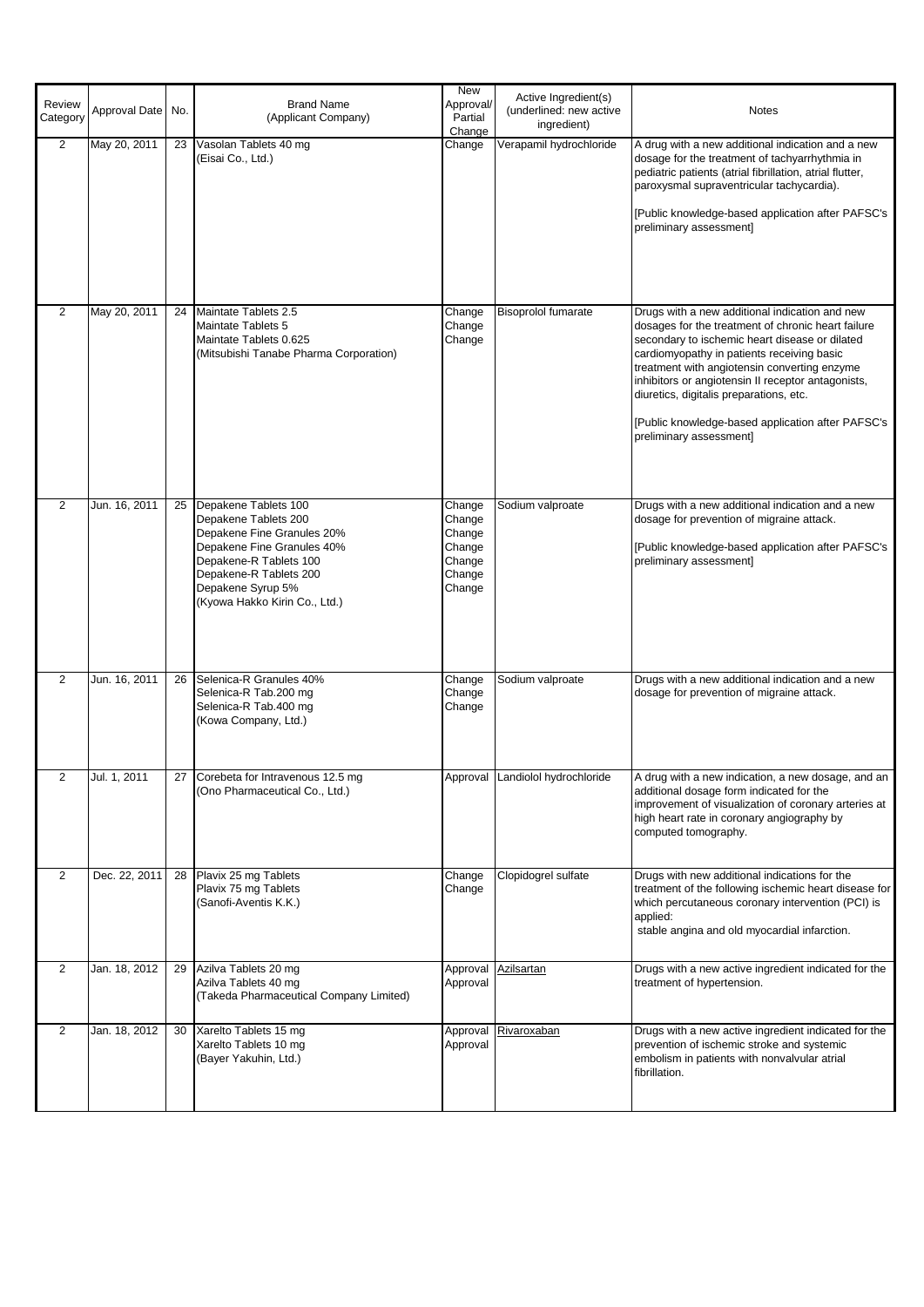| Review Category | Approval Date | No. | Brand Name (Applicant Company) | New Approval/ Partial Change | Active Ingredient(s) (underlined: new active ingredient) | Notes |
|---|---|---|---|---|---|---|
| 2 | May 20, 2011 | 23 | Vasolan Tablets 40 mg<br>(Eisai Co., Ltd.) | Change | Verapamil hydrochloride | A drug with a new additional indication and a new dosage for the treatment of tachyarrhythmia in pediatric patients (atrial fibrillation, atrial flutter, paroxysmal supraventricular tachycardia).<br><br>[Public knowledge-based application after PAFSC's preliminary assessment] |
| 2 | May 20, 2011 | 24 | Maintate Tablets 2.5<br>Maintate Tablets 5<br>Maintate Tablets 0.625<br>(Mitsubishi Tanabe Pharma Corporation) | Change<br>Change<br>Change | Bisoprolol fumarate | Drugs with a new additional indication and new dosages for the treatment of chronic heart failure secondary to ischemic heart disease or dilated cardiomyopathy in patients receiving basic treatment with angiotensin converting enzyme inhibitors or angiotensin II receptor antagonists, diuretics, digitalis preparations, etc.<br><br>[Public knowledge-based application after PAFSC's preliminary assessment] |
| 2 | Jun. 16, 2011 | 25 | Depakene Tablets 100<br>Depakene Tablets 200<br>Depakene Fine Granules 20%<br>Depakene Fine Granules 40%<br>Depakene-R Tablets 100<br>Depakene-R Tablets 200<br>Depakene Syrup 5%<br>(Kyowa Hakko Kirin Co., Ltd.) | Change<br>Change<br>Change<br>Change<br>Change<br>Change<br>Change | Sodium valproate | Drugs with a new additional indication and a new dosage for prevention of migraine attack.<br><br>[Public knowledge-based application after PAFSC's preliminary assessment] |
| 2 | Jun. 16, 2011 | 26 | Selenica-R Granules 40%<br>Selenica-R Tab.200 mg<br>Selenica-R Tab.400 mg<br>(Kowa Company, Ltd.) | Change<br>Change<br>Change | Sodium valproate | Drugs with a new additional indication and a new dosage for prevention of migraine attack. |
| 2 | Jul. 1, 2011 | 27 | Corebeta for Intravenous 12.5 mg<br>(Ono Pharmaceutical Co., Ltd.) | Approval | Landiolol hydrochloride | A drug with a new indication, a new dosage, and an additional dosage form indicated for the improvement of visualization of coronary arteries at high heart rate in coronary angiography by computed tomography. |
| 2 | Dec. 22, 2011 | 28 | Plavix 25 mg Tablets<br>Plavix 75 mg Tablets<br>(Sanofi-Aventis K.K.) | Change<br>Change | Clopidogrel sulfate | Drugs with new additional indications for the treatment of the following ischemic heart disease for which percutaneous coronary intervention (PCI) is applied:<br>stable angina and old myocardial infarction. |
| 2 | Jan. 18, 2012 | 29 | Azilva Tablets 20 mg<br>Azilva Tablets 40 mg<br>(Takeda Pharmaceutical Company Limited) | Approval<br>Approval | <u>Azilsartan</u> | Drugs with a new active ingredient indicated for the treatment of hypertension. |
| 2 | Jan. 18, 2012 | 30 | Xarelto Tablets 15 mg<br>Xarelto Tablets 10 mg<br>(Bayer Yakuhin, Ltd.) | Approval<br>Approval | <u>Rivaroxaban</u> | Drugs with a new active ingredient indicated for the prevention of ischemic stroke and systemic embolism in patients with nonvalvular atrial fibrillation. |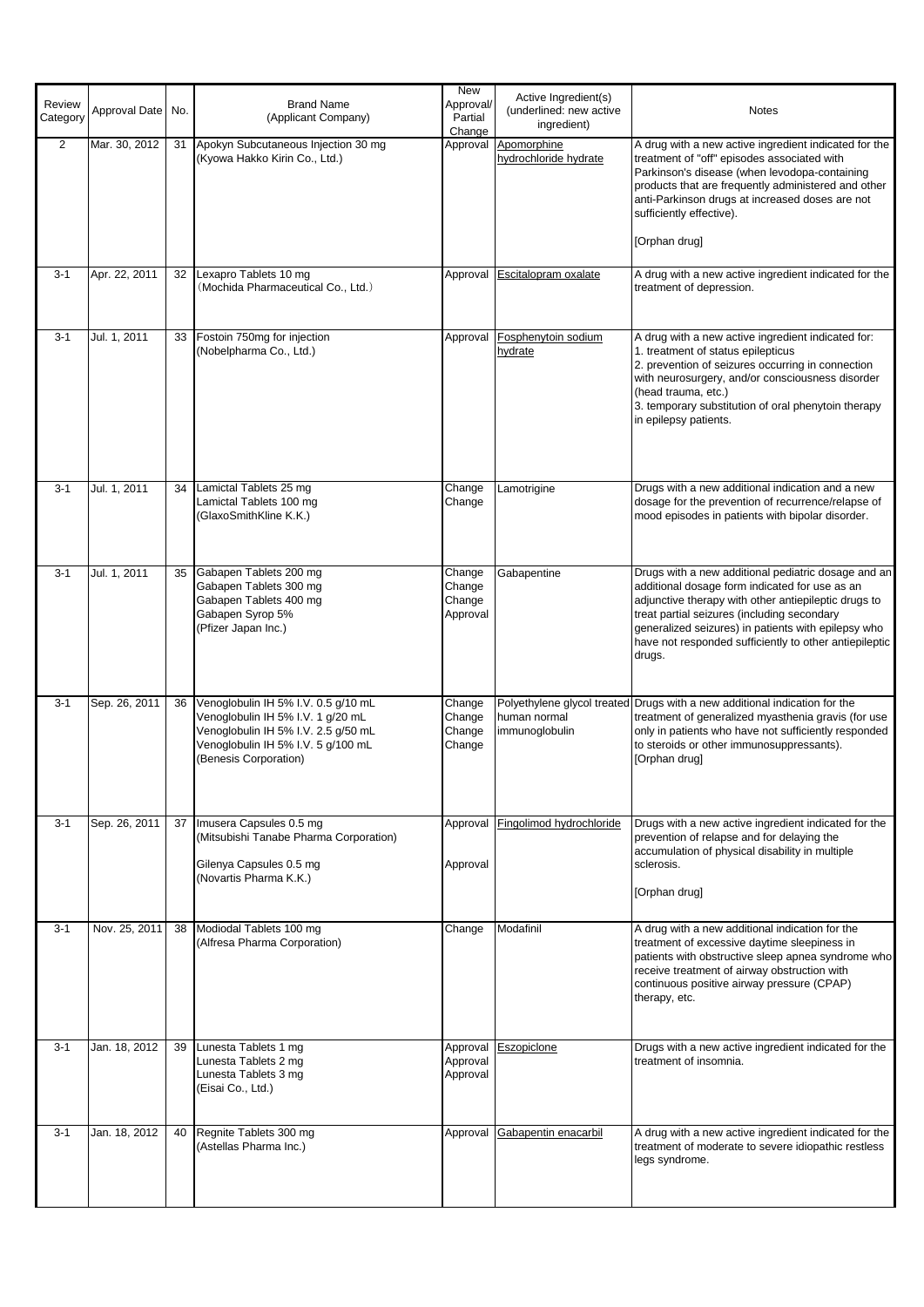| Review Category | Approval Date | No. | Brand Name (Applicant Company) | New Approval/ Partial Change | Active Ingredient(s) (underlined: new active ingredient) | Notes |
|---|---|---|---|---|---|---|
| 2 | Mar. 30, 2012 | 31 | Apokyn Subcutaneous Injection 30 mg (Kyowa Hakko Kirin Co., Ltd.) | Approval | Apomorphine hydrochloride hydrate | A drug with a new active ingredient indicated for the treatment of "off" episodes associated with Parkinson's disease (when levodopa-containing products that are frequently administered and other anti-Parkinson drugs at increased doses are not sufficiently effective).<br><br>[Orphan drug] |
| 3-1 | Apr. 22, 2011 | 32 | Lexapro Tablets 10 mg （Mochida Pharmaceutical Co., Ltd.） | Approval | Escitalopram oxalate | A drug with a new active ingredient indicated for the treatment of depression. |
| 3-1 | Jul. 1, 2011 | 33 | Fostoin 750mg for injection (Nobelpharma Co., Ltd.) | Approval | Fosphenytoin sodium hydrate | A drug with a new active ingredient indicated for:<br>1. treatment of status epilepticus<br>2. prevention of seizures occurring in connection with neurosurgery, and/or consciousness disorder (head trauma, etc.)<br>3. temporary substitution of oral phenytoin therapy in epilepsy patients. |
| 3-1 | Jul. 1, 2011 | 34 | Lamictal Tablets 25 mg<br>Lamictal Tablets 100 mg<br>(GlaxoSmithKline K.K.) | Change<br>Change | Lamotrigine | Drugs with a new additional indication and a new dosage for the prevention of recurrence/relapse of mood episodes in patients with bipolar disorder. |
| 3-1 | Jul. 1, 2011 | 35 | Gabapen Tablets 200 mg<br>Gabapen Tablets 300 mg<br>Gabapen Tablets 400 mg<br>Gabapen Syrop 5%<br>(Pfizer Japan Inc.) | Change<br>Change<br>Change<br>Approval | Gabapentine | Drugs with a new additional pediatric dosage and an additional dosage form indicated for use as an adjunctive therapy with other antiepileptic drugs to treat partial seizures (including secondary generalized seizures) in patients with epilepsy who have not responded sufficiently to other antiepileptic drugs. |
| 3-1 | Sep. 26, 2011 | 36 | Venoglobulin IH 5% I.V. 0.5 g/10 mL<br>Venoglobulin IH 5% I.V. 1 g/20 mL<br>Venoglobulin IH 5% I.V. 2.5 g/50 mL<br>Venoglobulin IH 5% I.V. 5 g/100 mL<br>(Benesis Corporation) | Change<br>Change<br>Change<br>Change | Polyethylene glycol treated human normal immunoglobulin | Drugs with a new additional indication for the treatment of generalized myasthenia gravis (for use only in patients who have not sufficiently responded to steroids or other immunosuppressants).<br>[Orphan drug] |
| 3-1 | Sep. 26, 2011 | 37 | Imusera Capsules 0.5 mg<br>(Mitsubishi Tanabe Pharma Corporation)<br><br>Gilenya Capsules 0.5 mg<br>(Novartis Pharma K.K.) | Approval<br><br><br>Approval | Fingolimod hydrochloride | Drugs with a new active ingredient indicated for the prevention of relapse and for delaying the accumulation of physical disability in multiple sclerosis.<br><br>[Orphan drug] |
| 3-1 | Nov. 25, 2011 | 38 | Modiodal Tablets 100 mg<br>(Alfresa Pharma Corporation) | Change | Modafinil | A drug with a new additional indication for the treatment of excessive daytime sleepiness in patients with obstructive sleep apnea syndrome who receive treatment of airway obstruction with continuous positive airway pressure (CPAP) therapy, etc. |
| 3-1 | Jan. 18, 2012 | 39 | Lunesta Tablets 1 mg<br>Lunesta Tablets 2 mg<br>Lunesta Tablets 3 mg<br>(Eisai Co., Ltd.) | Approval<br>Approval<br>Approval | Eszopiclone | Drugs with a new active ingredient indicated for the treatment of insomnia. |
| 3-1 | Jan. 18, 2012 | 40 | Regnite Tablets 300 mg<br>(Astellas Pharma Inc.) | Approval | Gabapentin enacarbil | A drug with a new active ingredient indicated for the treatment of moderate to severe idiopathic restless legs syndrome. |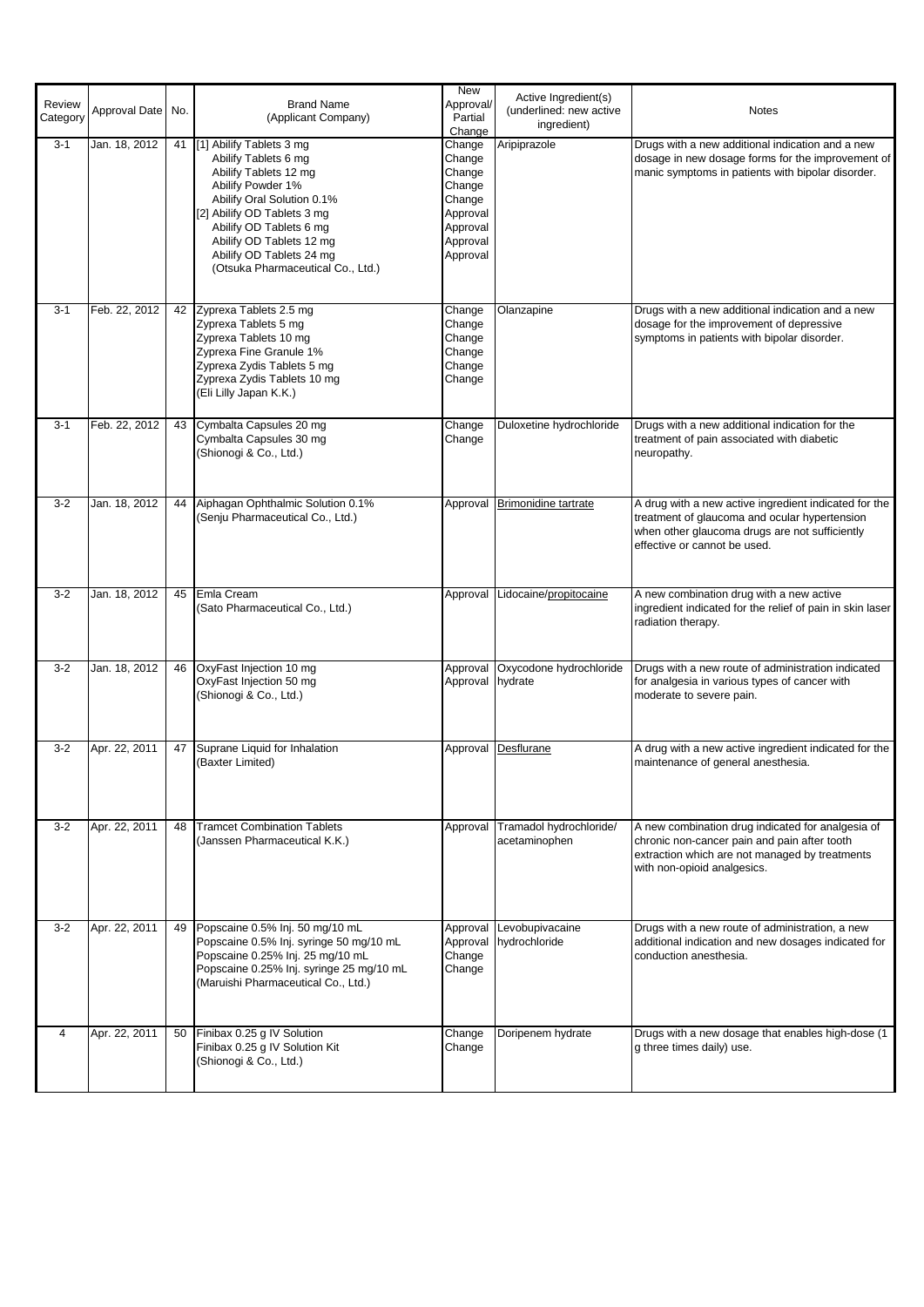| Review Category | Approval Date | No. | Brand Name (Applicant Company) | New Approval/ Partial Change | Active Ingredient(s) (underlined: new active ingredient) | Notes |
|---|---|---|---|---|---|---|
| 3-1 | Jan. 18, 2012 | 41 | [1] Abilify Tablets 3 mg<br>Abilify Tablets 6 mg<br>Abilify Tablets 12 mg<br>Abilify Powder 1%<br>Abilify Oral Solution 0.1%<br>[2] Abilify OD Tablets 3 mg<br>Abilify OD Tablets 6 mg<br>Abilify OD Tablets 12 mg<br>Abilify OD Tablets 24 mg<br>(Otsuka Pharmaceutical Co., Ltd.) | Change<br>Change<br>Change<br>Change<br>Change<br>Approval<br>Approval<br>Approval<br>Approval | Aripiprazole | Drugs with a new additional indication and a new dosage in new dosage forms for the improvement of manic symptoms in patients with bipolar disorder. |
| 3-1 | Feb. 22, 2012 | 42 | Zyprexa Tablets 2.5 mg<br>Zyprexa Tablets 5 mg<br>Zyprexa Tablets 10 mg<br>Zyprexa Fine Granule 1%<br>Zyprexa Zydis Tablets 5 mg<br>Zyprexa Zydis Tablets 10 mg<br>(Eli Lilly Japan K.K.) | Change<br>Change<br>Change<br>Change<br>Change<br>Change | Olanzapine | Drugs with a new additional indication and a new dosage for the improvement of depressive symptoms in patients with bipolar disorder. |
| 3-1 | Feb. 22, 2012 | 43 | Cymbalta Capsules 20 mg<br>Cymbalta Capsules 30 mg<br>(Shionogi & Co., Ltd.) | Change<br>Change | Duloxetine hydrochloride | Drugs with a new additional indication for the treatment of pain associated with diabetic neuropathy. |
| 3-2 | Jan. 18, 2012 | 44 | Aiphagan Ophthalmic Solution 0.1%<br>(Senju Pharmaceutical Co., Ltd.) | Approval | <u>Brimonidine tartrate</u> | A drug with a new active ingredient indicated for the treatment of glaucoma and ocular hypertension when other glaucoma drugs are not sufficiently effective or cannot be used. |
| 3-2 | Jan. 18, 2012 | 45 | Emla Cream<br>(Sato Pharmaceutical Co., Ltd.) | Approval | Lidocaine/<u>propitocaine</u> | A new combination drug with a new active ingredient indicated for the relief of pain in skin laser radiation therapy. |
| 3-2 | Jan. 18, 2012 | 46 | OxyFast Injection 10 mg<br>OxyFast Injection 50 mg<br>(Shionogi & Co., Ltd.) | Approval<br>Approval | Oxycodone hydrochloride hydrate | Drugs with a new route of administration indicated for analgesia in various types of cancer with moderate to severe pain. |
| 3-2 | Apr. 22, 2011 | 47 | Suprane Liquid for Inhalation<br>(Baxter Limited) | Approval | <u>Desflurane</u> | A drug with a new active ingredient indicated for the maintenance of general anesthesia. |
| 3-2 | Apr. 22, 2011 | 48 | Tramcet Combination Tablets<br>(Janssen Pharmaceutical K.K.) | Approval | Tramadol hydrochloride/ acetaminophen | A new combination drug indicated for analgesia of chronic non-cancer pain and pain after tooth extraction which are not managed by treatments with non-opioid analgesics. |
| 3-2 | Apr. 22, 2011 | 49 | Popscaine 0.5% Inj. 50 mg/10 mL<br>Popscaine 0.5% Inj. syringe 50 mg/10 mL<br>Popscaine 0.25% Inj. 25 mg/10 mL<br>Popscaine 0.25% Inj. syringe 25 mg/10 mL<br>(Maruishi Pharmaceutical Co., Ltd.) | Approval<br>Approval<br>Change<br>Change | Levobupivacaine hydrochloride | Drugs with a new route of administration, a new additional indication and new dosages indicated for conduction anesthesia. |
| 4 | Apr. 22, 2011 | 50 | Finibax 0.25 g IV Solution<br>Finibax 0.25 g IV Solution Kit<br>(Shionogi & Co., Ltd.) | Change<br>Change | Doripenem hydrate | Drugs with a new dosage that enables high-dose (1 g three times daily) use. |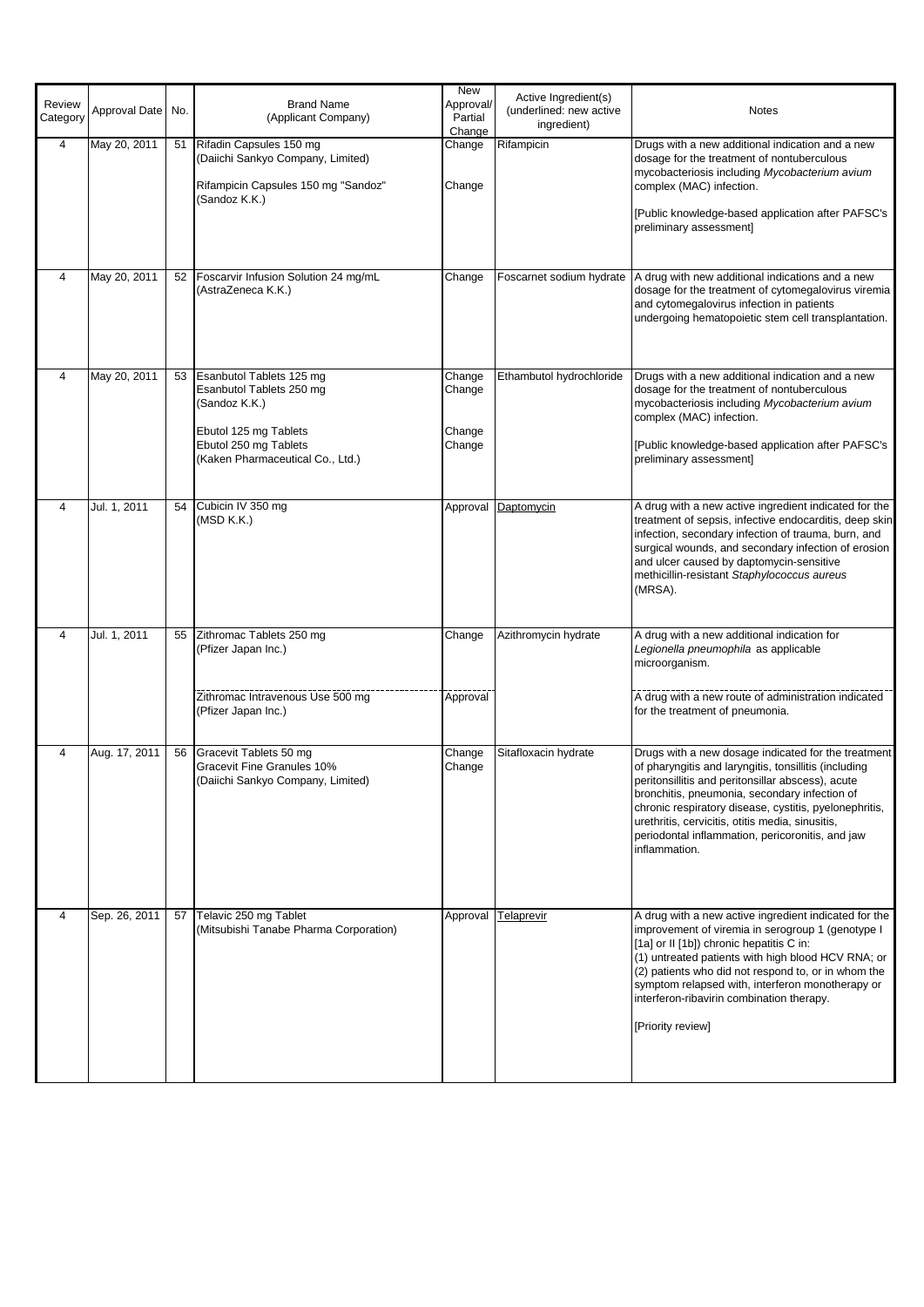| Review Category | Approval Date | No. | Brand Name (Applicant Company) | New Approval/ Partial Change | Active Ingredient(s) (underlined: new active ingredient) | Notes |
|---|---|---|---|---|---|---|
| 4 | May 20, 2011 | 51 | Rifadin Capsules 150 mg (Daiichi Sankyo Company, Limited)<br><br>Rifampicin Capsules 150 mg "Sandoz" (Sandoz K.K.) | Change<br><br>Change | Rifampicin | Drugs with a new additional indication and a new dosage for the treatment of nontuberculous mycobacteriosis including *Mycobacterium avium* complex (MAC) infection.<br><br>[Public knowledge-based application after PAFSC's preliminary assessment] |
| 4 | May 20, 2011 | 52 | Foscarvir Infusion Solution 24 mg/mL (AstraZeneca K.K.) | Change | Foscarnet sodium hydrate | A drug with new additional indications and a new dosage for the treatment of cytomegalovirus viremia and cytomegalovirus infection in patients undergoing hematopoietic stem cell transplantation. |
| 4 | May 20, 2011 | 53 | Esanbutol Tablets 125 mg<br>Esanbutol Tablets 250 mg<br>(Sandoz K.K.)<br><br>Ebutol 125 mg Tablets<br>Ebutol 250 mg Tablets<br>(Kaken Pharmaceutical Co., Ltd.) | Change<br>Change<br><br><br>Change<br>Change | Ethambutol hydrochloride | Drugs with a new additional indication and a new dosage for the treatment of nontuberculous mycobacteriosis including *Mycobacterium avium* complex (MAC) infection.<br><br>[Public knowledge-based application after PAFSC's preliminary assessment] |
| 4 | Jul. 1, 2011 | 54 | Cubicin IV 350 mg (MSD K.K.) | Approval | <u>Daptomycin</u> | A drug with a new active ingredient indicated for the treatment of sepsis, infective endocarditis, deep skin infection, secondary infection of trauma, burn, and surgical wounds, and secondary infection of erosion and ulcer caused by daptomycin-sensitive methicillin-resistant *Staphylococcus aureus* (MRSA). |
| 4 | Jul. 1, 2011 | 55 | Zithromac Tablets 250 mg (Pfizer Japan Inc.)<br><br>Zithromac Intravenous Use 500 mg (Pfizer Japan Inc.) | Change<br><br>Approval | Azithromycin hydrate | A drug with a new additional indication for *Legionella pneumophila* as applicable microorganism.<br><br>A drug with a new route of administration indicated for the treatment of pneumonia. |
| 4 | Aug. 17, 2011 | 56 | Gracevit Tablets 50 mg<br>Gracevit Fine Granules 10%<br>(Daiichi Sankyo Company, Limited) | Change<br>Change | Sitafloxacin hydrate | Drugs with a new dosage indicated for the treatment of pharyngitis and laryngitis, tonsillitis (including peritonsillitis and peritonsillar abscess), acute bronchitis, pneumonia, secondary infection of chronic respiratory disease, cystitis, pyelonephritis, urethritis, cervicitis, otitis media, sinusitis, periodontal inflammation, pericoronitis, and jaw inflammation. |
| 4 | Sep. 26, 2011 | 57 | Telavic 250 mg Tablet (Mitsubishi Tanabe Pharma Corporation) | Approval | <u>Telaprevir</u> | A drug with a new active ingredient indicated for the improvement of viremia in serogroup 1 (genotype I [1a] or II [1b]) chronic hepatitis C in:<br>(1) untreated patients with high blood HCV RNA; or<br>(2) patients who did not respond to, or in whom the symptom relapsed with, interferon monotherapy or interferon-ribavirin combination therapy.<br><br>[Priority review] |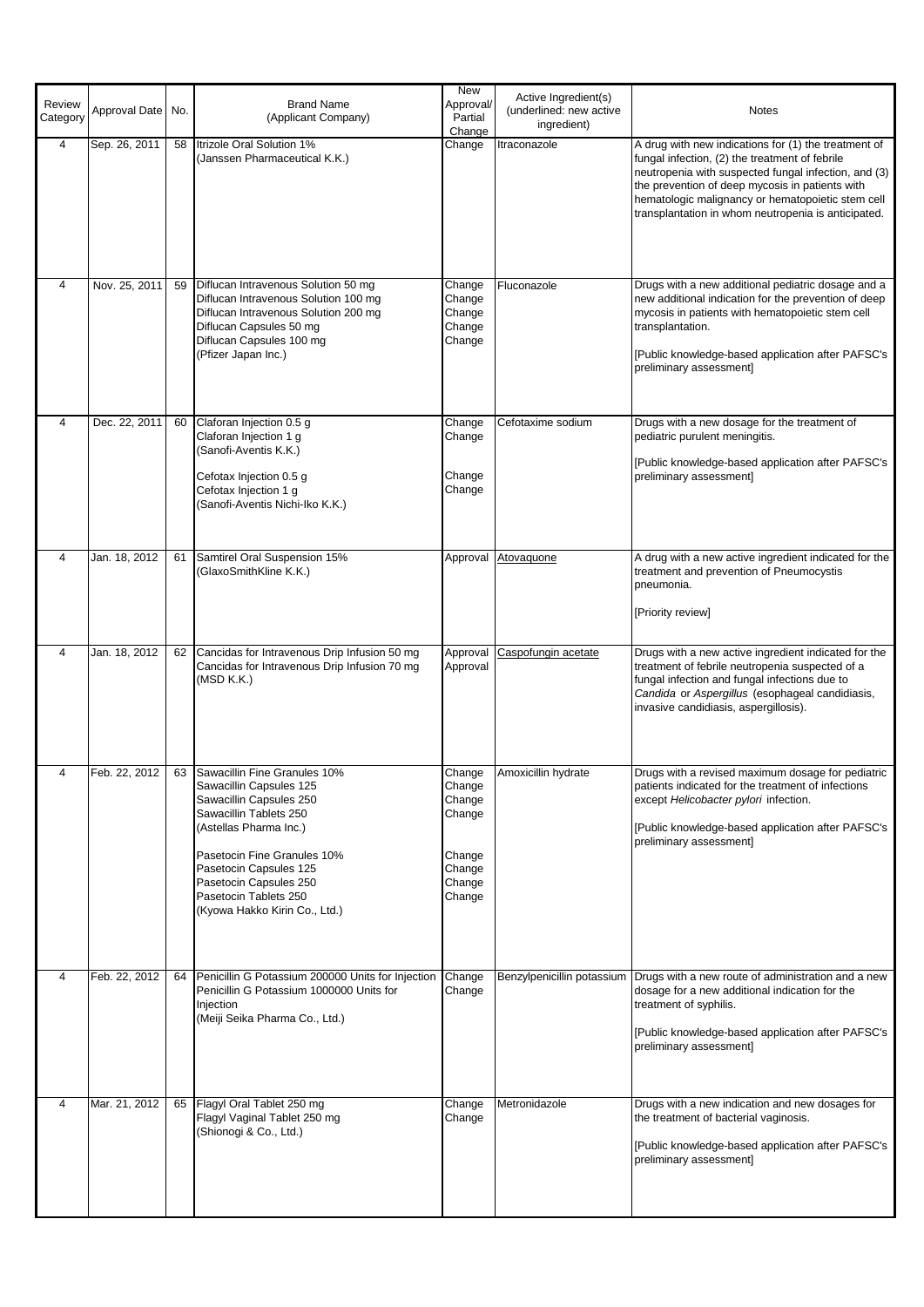| Review Category | Approval Date | No. | Brand Name (Applicant Company) | New Approval/ Partial Change | Active Ingredient(s) (underlined: new active ingredient) | Notes |
|---|---|---|---|---|---|---|
| 4 | Sep. 26, 2011 | 58 | Itrizole Oral Solution 1%<br>(Janssen Pharmaceutical K.K.) | Change | Itraconazole | A drug with new indications for (1) the treatment of fungal infection, (2) the treatment of febrile neutropenia with suspected fungal infection, and (3) the prevention of deep mycosis in patients with hematologic malignancy or hematopoietic stem cell transplantation in whom neutropenia is anticipated. |
| 4 | Nov. 25, 2011 | 59 | Diflucan Intravenous Solution 50 mg<br>Diflucan Intravenous Solution 100 mg<br>Diflucan Intravenous Solution 200 mg<br>Diflucan Capsules 50 mg<br>Diflucan Capsules 100 mg<br>(Pfizer Japan Inc.) | Change<br>Change<br>Change<br>Change<br>Change | Fluconazole | Drugs with a new additional pediatric dosage and a new additional indication for the prevention of deep mycosis in patients with hematopoietic stem cell transplantation.<br><br>[Public knowledge-based application after PAFSC's preliminary assessment] |
| 4 | Dec. 22, 2011 | 60 | Claforan Injection 0.5 g<br>Claforan Injection 1 g<br>(Sanofi-Aventis K.K.)<br><br>Cefotax Injection 0.5 g<br>Cefotax Injection 1 g<br>(Sanofi-Aventis Nichi-Iko K.K.) | Change<br>Change<br><br><br>Change<br>Change | Cefotaxime sodium | Drugs with a new dosage for the treatment of pediatric purulent meningitis.<br><br>[Public knowledge-based application after PAFSC's preliminary assessment] |
| 4 | Jan. 18, 2012 | 61 | Samtirel Oral Suspension 15%<br>(GlaxoSmithKline K.K.) | Approval | <u>Atovaquone</u> | A drug with a new active ingredient indicated for the treatment and prevention of Pneumocystis pneumonia.<br><br>[Priority review] |
| 4 | Jan. 18, 2012 | 62 | Cancidas for Intravenous Drip Infusion 50 mg<br>Cancidas for Intravenous Drip Infusion 70 mg<br>(MSD K.K.) | Approval<br>Approval | <u>Caspofungin acetate</u> | Drugs with a new active ingredient indicated for the treatment of febrile neutropenia suspected of a fungal infection and fungal infections due to *Candida* or *Aspergillus* (esophageal candidiasis, invasive candidiasis, aspergillosis). |
| 4 | Feb. 22, 2012 | 63 | Sawacillin Fine Granules 10%<br>Sawacillin Capsules 125<br>Sawacillin Capsules 250<br>Sawacillin Tablets 250<br>(Astellas Pharma Inc.)<br><br>Pasetocin Fine Granules 10%<br>Pasetocin Capsules 125<br>Pasetocin Capsules 250<br>Pasetocin Tablets 250<br>(Kyowa Hakko Kirin Co., Ltd.) | Change<br>Change<br>Change<br>Change<br><br><br>Change<br>Change<br>Change<br>Change | Amoxicillin hydrate | Drugs with a revised maximum dosage for pediatric patients indicated for the treatment of infections except *Helicobacter pylori* infection.<br><br>[Public knowledge-based application after PAFSC's preliminary assessment] |
| 4 | Feb. 22, 2012 | 64 | Penicillin G Potassium 200000 Units for Injection<br>Penicillin G Potassium 1000000 Units for Injection<br>(Meiji Seika Pharma Co., Ltd.) | Change<br>Change | Benzylpenicillin potassium | Drugs with a new route of administration and a new dosage for a new additional indication for the treatment of syphilis.<br><br>[Public knowledge-based application after PAFSC's preliminary assessment] |
| 4 | Mar. 21, 2012 | 65 | Flagyl Oral Tablet 250 mg<br>Flagyl Vaginal Tablet 250 mg<br>(Shionogi & Co., Ltd.) | Change<br>Change | Metronidazole | Drugs with a new indication and new dosages for the treatment of bacterial vaginosis.<br><br>[Public knowledge-based application after PAFSC's preliminary assessment] |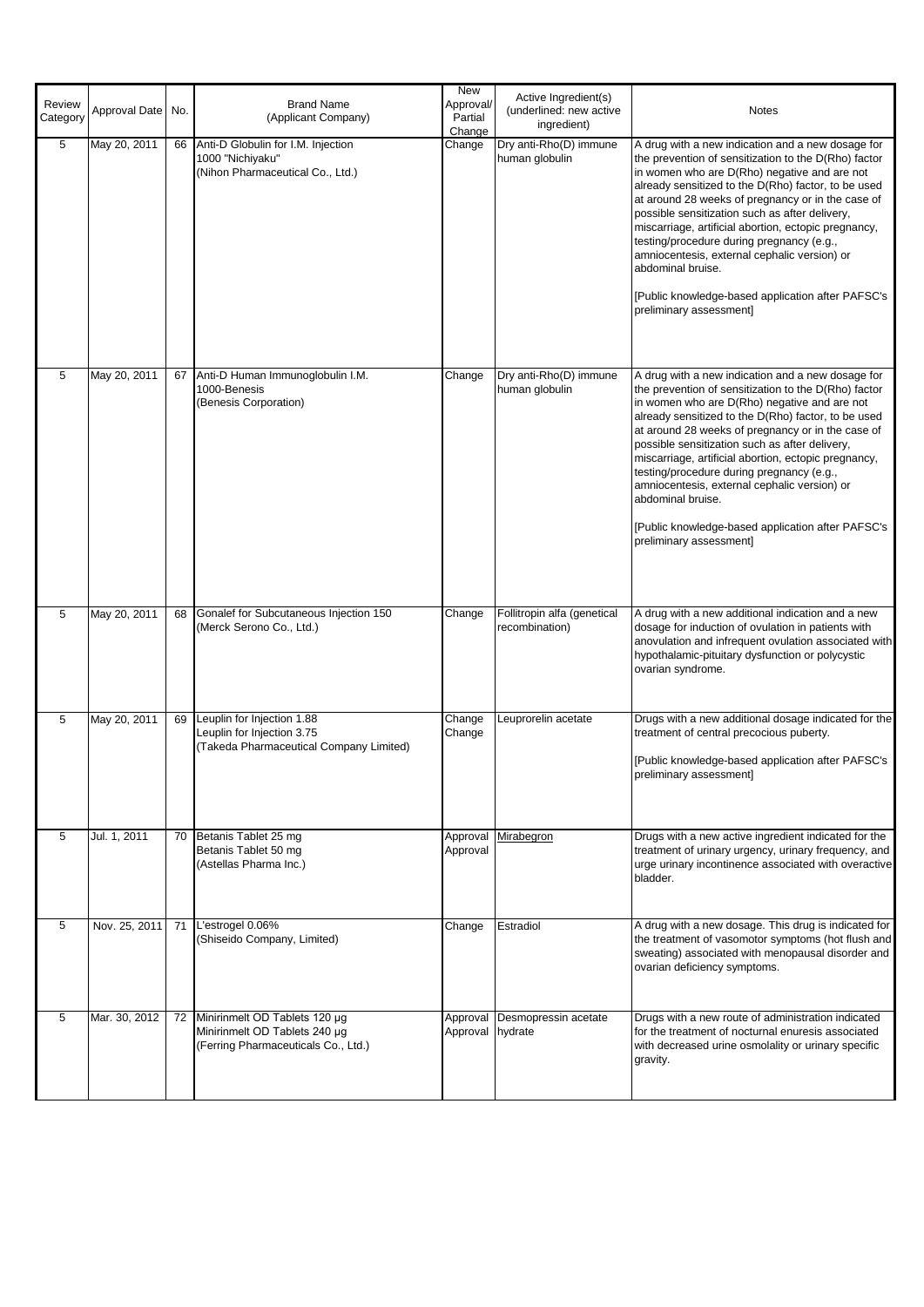| Review Category | Approval Date | No. | Brand Name (Applicant Company) | New Approval/ Partial Change | Active Ingredient(s) (underlined: new active ingredient) | Notes |
|---|---|---|---|---|---|---|
| 5 | May 20, 2011 | 66 | Anti-D Globulin for I.M. Injection 1000 "Nichiyaku" (Nihon Pharmaceutical Co., Ltd.) | Change | Dry anti-Rho(D) immune human globulin | A drug with a new indication and a new dosage for the prevention of sensitization to the D(Rho) factor in women who are D(Rho) negative and are not already sensitized to the D(Rho) factor, to be used at around 28 weeks of pregnancy or in the case of possible sensitization such as after delivery, miscarriage, artificial abortion, ectopic pregnancy, testing/procedure during pregnancy (e.g., amniocentesis, external cephalic version) or abdominal bruise.<br><br>[Public knowledge-based application after PAFSC's preliminary assessment] |
| 5 | May 20, 2011 | 67 | Anti-D Human Immunoglobulin I.M. 1000-Benesis (Benesis Corporation) | Change | Dry anti-Rho(D) immune human globulin | A drug with a new indication and a new dosage for the prevention of sensitization to the D(Rho) factor in women who are D(Rho) negative and are not already sensitized to the D(Rho) factor, to be used at around 28 weeks of pregnancy or in the case of possible sensitization such as after delivery, miscarriage, artificial abortion, ectopic pregnancy, testing/procedure during pregnancy (e.g., amniocentesis, external cephalic version) or abdominal bruise.<br><br>[Public knowledge-based application after PAFSC's preliminary assessment] |
| 5 | May 20, 2011 | 68 | Gonalef for Subcutaneous Injection 150 (Merck Serono Co., Ltd.) | Change | Follitropin alfa (genetical recombination) | A drug with a new additional indication and a new dosage for induction of ovulation in patients with anovulation and infrequent ovulation associated with hypothalamic-pituitary dysfunction or polycystic ovarian syndrome. |
| 5 | May 20, 2011 | 69 | Leuplin for Injection 1.88<br>Leuplin for Injection 3.75<br>(Takeda Pharmaceutical Company Limited) | Change<br>Change | Leuprorelin acetate | Drugs with a new additional dosage indicated for the treatment of central precocious puberty.<br><br>[Public knowledge-based application after PAFSC's preliminary assessment] |
| 5 | Jul. 1, 2011 | 70 | Betanis Tablet 25 mg<br>Betanis Tablet 50 mg<br>(Astellas Pharma Inc.) | Approval<br>Approval | <u>Mirabegron</u> | Drugs with a new active ingredient indicated for the treatment of urinary urgency, urinary frequency, and urge urinary incontinence associated with overactive bladder. |
| 5 | Nov. 25, 2011 | 71 | L'estrogel 0.06% (Shiseido Company, Limited) | Change | Estradiol | A drug with a new dosage. This drug is indicated for the treatment of vasomotor symptoms (hot flush and sweating) associated with menopausal disorder and ovarian deficiency symptoms. |
| 5 | Mar. 30, 2012 | 72 | Minirinmelt OD Tablets 120 µg<br>Minirinmelt OD Tablets 240 µg<br>(Ferring Pharmaceuticals Co., Ltd.) | Approval<br>Approval | Desmopressin acetate hydrate | Drugs with a new route of administration indicated for the treatment of nocturnal enuresis associated with decreased urine osmolality or urinary specific gravity. |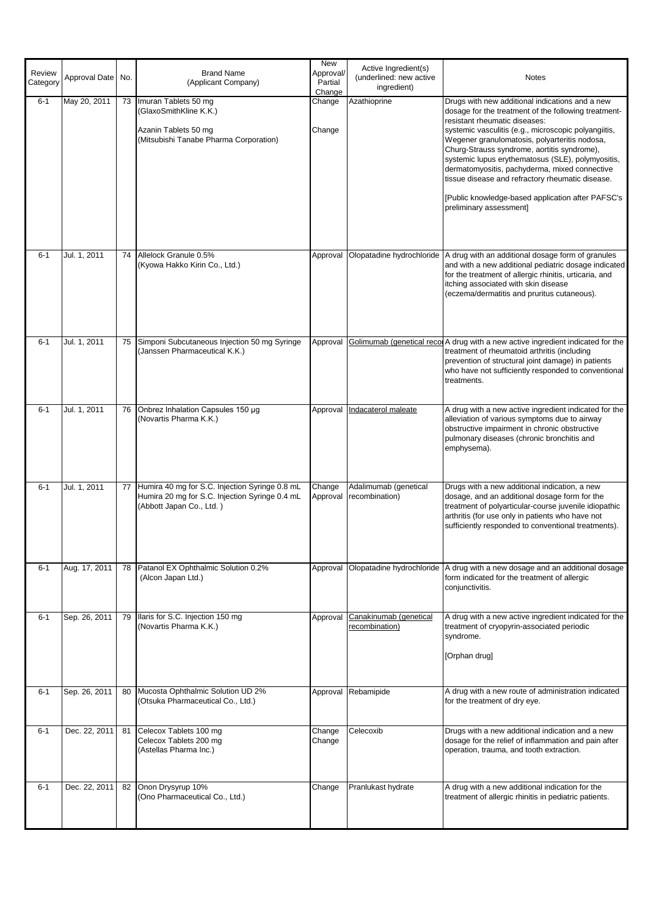| Review Category | Approval Date | No. | Brand Name (Applicant Company) | New Approval/ Partial Change | Active Ingredient(s) (underlined: new active ingredient) | Notes |
|---|---|---|---|---|---|---|
| 6-1 | May 20, 2011 | 73 | Imuran Tablets 50 mg (GlaxoSmithKline K.K.)<br><br>Azanin Tablets 50 mg (Mitsubishi Tanabe Pharma Corporation) | Change<br><br>Change | Azathioprine | Drugs with new additional indications and a new dosage for the treatment of the following treatment-resistant rheumatic diseases: systemic vasculitis (e.g., microscopic polyangiitis, Wegener granulomatosis, polyarteritis nodosa, Churg-Strauss syndrome, aortitis syndrome), systemic lupus erythematosus (SLE), polymyositis, dermatomyositis, pachyderma, mixed connective tissue disease and refractory rheumatic disease.<br><br>[Public knowledge-based application after PAFSC's preliminary assessment] |
| 6-1 | Jul. 1, 2011 | 74 | Allelock Granule 0.5% (Kyowa Hakko Kirin Co., Ltd.) | Approval | Olopatadine hydrochloride | A drug with an additional dosage form of granules and with a new additional pediatric dosage indicated for the treatment of allergic rhinitis, urticaria, and itching associated with skin disease (eczema/dermatitis and pruritus cutaneous). |
| 6-1 | Jul. 1, 2011 | 75 | Simponi Subcutaneous Injection 50 mg Syringe (Janssen Pharmaceutical K.K.) | Approval | <u>Golimumab (genetical recor</u> | A drug with a new active ingredient indicated for the treatment of rheumatoid arthritis (including prevention of structural joint damage) in patients who have not sufficiently responded to conventional treatments. |
| 6-1 | Jul. 1, 2011 | 76 | Onbrez Inhalation Capsules 150 μg (Novartis Pharma K.K.) | Approval | <u>Indacaterol maleate</u> | A drug with a new active ingredient indicated for the alleviation of various symptoms due to airway obstructive impairment in chronic obstructive pulmonary diseases (chronic bronchitis and emphysema). |
| 6-1 | Jul. 1, 2011 | 77 | Humira 40 mg for S.C. Injection Syringe 0.8 mL<br>Humira 20 mg for S.C. Injection Syringe 0.4 mL (Abbott Japan Co., Ltd. ) | Change<br>Approval | Adalimumab (genetical recombination) | Drugs with a new additional indication, a new dosage, and an additional dosage form for the treatment of polyarticular-course juvenile idiopathic arthritis (for use only in patients who have not sufficiently responded to conventional treatments). |
| 6-1 | Aug. 17, 2011 | 78 | Patanol EX Ophthalmic Solution 0.2% (Alcon Japan Ltd.) | Approval | Olopatadine hydrochloride | A drug with a new dosage and an additional dosage form indicated for the treatment of allergic conjunctivitis. |
| 6-1 | Sep. 26, 2011 | 79 | Ilaris for S.C. Injection 150 mg (Novartis Pharma K.K.) | Approval | <u>Canakinumab (genetical recombination)</u> | A drug with a new active ingredient indicated for the treatment of cryopyrin-associated periodic syndrome.<br><br>[Orphan drug] |
| 6-1 | Sep. 26, 2011 | 80 | Mucosta Ophthalmic Solution UD 2% (Otsuka Pharmaceutical Co., Ltd.) | Approval | Rebamipide | A drug with a new route of administration indicated for the treatment of dry eye. |
| 6-1 | Dec. 22, 2011 | 81 | Celecox Tablets 100 mg<br>Celecox Tablets 200 mg (Astellas Pharma Inc.) | Change<br>Change | Celecoxib | Drugs with a new additional indication and a new dosage for the relief of inflammation and pain after operation, trauma, and tooth extraction. |
| 6-1 | Dec. 22, 2011 | 82 | Onon Drysyrup 10% (Ono Pharmaceutical Co., Ltd.) | Change | Pranlukast hydrate | A drug with a new additional indication for the treatment of allergic rhinitis in pediatric patients. |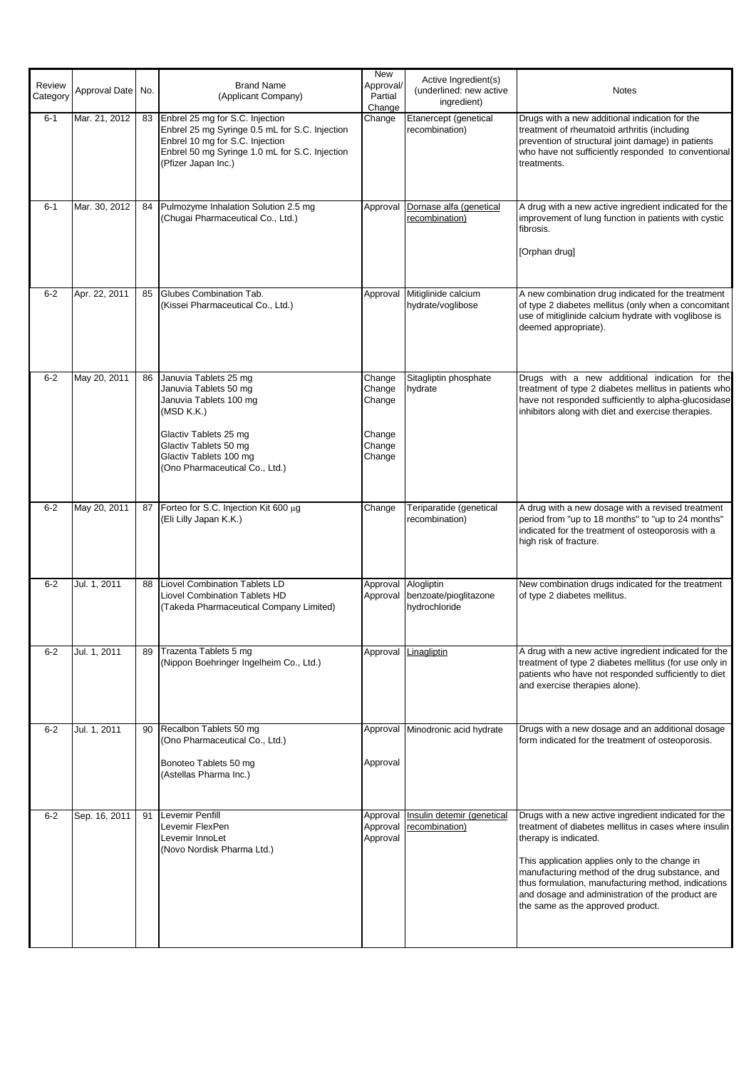| Review Category | Approval Date | No. | Brand Name (Applicant Company) | New Approval/ Partial Change | Active Ingredient(s) (underlined: new active ingredient) | Notes |
|---|---|---|---|---|---|---|
| 6-1 | Mar. 21, 2012 | 83 | Enbrel 25 mg for S.C. Injection<br>Enbrel 25 mg Syringe 0.5 mL for S.C. Injection<br>Enbrel 10 mg for S.C. Injection<br>Enbrel 50 mg Syringe 1.0 mL for S.C. Injection<br>(Pfizer Japan Inc.) | Change | Etanercept (genetical recombination) | Drugs with a new additional indication for the treatment of rheumatoid arthritis (including prevention of structural joint damage) in patients who have not sufficiently responded to conventional treatments. |
| 6-1 | Mar. 30, 2012 | 84 | Pulmozyme Inhalation Solution 2.5 mg<br>(Chugai Pharmaceutical Co., Ltd.) | Approval | <u>Dornase alfa (genetical recombination)</u> | A drug with a new active ingredient indicated for the improvement of lung function in patients with cystic fibrosis.<br><br>[Orphan drug] |
| 6-2 | Apr. 22, 2011 | 85 | Glubes Combination Tab.<br>(Kissei Pharmaceutical Co., Ltd.) | Approval | Mitiglinide calcium hydrate/voglibose | A new combination drug indicated for the treatment of type 2 diabetes mellitus (only when a concomitant use of mitiglinide calcium hydrate with voglibose is deemed appropriate). |
| 6-2 | May 20, 2011 | 86 | Januvia Tablets 25 mg<br>Januvia Tablets 50 mg<br>Januvia Tablets 100 mg<br>(MSD K.K.)<br><br>Glactiv Tablets 25 mg<br>Glactiv Tablets 50 mg<br>Glactiv Tablets 100 mg<br>(Ono Pharmaceutical Co., Ltd.) | Change<br>Change<br>Change<br><br><br>Change<br>Change<br>Change | Sitagliptin phosphate hydrate | Drugs with a new additional indication for the treatment of type 2 diabetes mellitus in patients who have not responded sufficiently to alpha-glucosidase inhibitors along with diet and exercise therapies. |
| 6-2 | May 20, 2011 | 87 | Forteo for S.C. Injection Kit 600 μg<br>(Eli Lilly Japan K.K.) | Change | Teriparatide (genetical recombination) | A drug with a new dosage with a revised treatment period from "up to 18 months" to "up to 24 months" indicated for the treatment of osteoporosis with a high risk of fracture. |
| 6-2 | Jul. 1, 2011 | 88 | Liovel Combination Tablets LD<br>Liovel Combination Tablets HD<br>(Takeda Pharmaceutical Company Limited) | Approval<br>Approval | Alogliptin benzoate/pioglitazone hydrochloride | New combination drugs indicated for the treatment of type 2 diabetes mellitus. |
| 6-2 | Jul. 1, 2011 | 89 | Trazenta Tablets 5 mg<br>(Nippon Boehringer Ingelheim Co., Ltd.) | Approval | <u>Linagliptin</u> | A drug with a new active ingredient indicated for the treatment of type 2 diabetes mellitus (for use only in patients who have not responded sufficiently to diet and exercise therapies alone). |
| 6-2 | Jul. 1, 2011 | 90 | Recalbon Tablets 50 mg<br>(Ono Pharmaceutical Co., Ltd.)<br><br>Bonoteo Tablets 50 mg<br>(Astellas Pharma Inc.) | Approval<br><br><br>Approval | Minodronic acid hydrate | Drugs with a new dosage and an additional dosage form indicated for the treatment of osteoporosis. |
| 6-2 | Sep. 16, 2011 | 91 | Levemir Penfill<br>Levemir FlexPen<br>Levemir InnoLet<br>(Novo Nordisk Pharma Ltd.) | Approval<br>Approval<br>Approval | <u>Insulin detemir (genetical recombination)</u> | Drugs with a new active ingredient indicated for the treatment of diabetes mellitus in cases where insulin therapy is indicated.<br><br>This application applies only to the change in manufacturing method of the drug substance, and thus formulation, manufacturing method, indications and dosage and administration of the product are the same as the approved product. |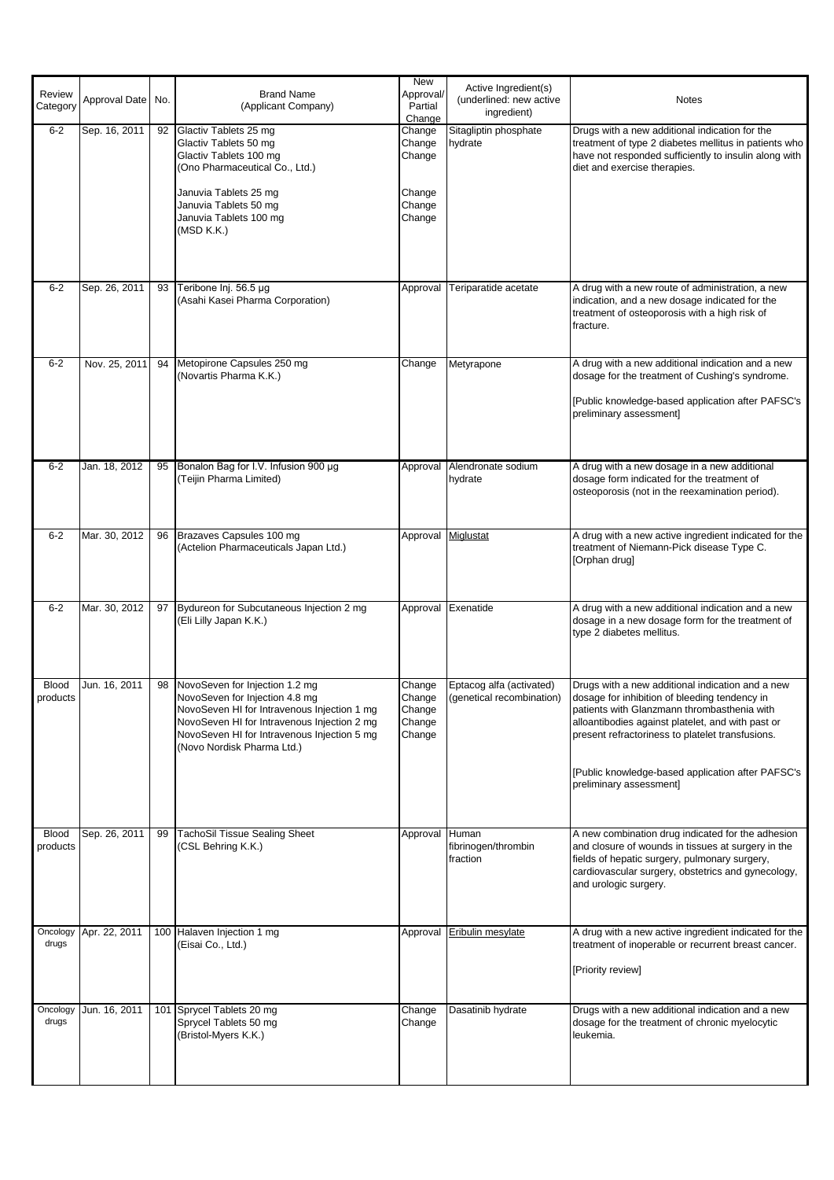| Review Category | Approval Date | No. | Brand Name (Applicant Company) | New Approval/ Partial Change | Active Ingredient(s) (underlined: new active ingredient) | Notes |
|---|---|---|---|---|---|---|
| 6-2 | Sep. 16, 2011 | 92 | Glactiv Tablets 25 mg<br>Glactiv Tablets 50 mg<br>Glactiv Tablets 100 mg<br>(Ono Pharmaceutical Co., Ltd.)<br><br>Januvia Tablets 25 mg<br>Januvia Tablets 50 mg<br>Januvia Tablets 100 mg<br>(MSD K.K.) | Change<br>Change<br>Change<br><br>Change<br>Change<br>Change | Sitagliptin phosphate hydrate | Drugs with a new additional indication for the treatment of type 2 diabetes mellitus in patients who have not responded sufficiently to insulin along with diet and exercise therapies. |
| 6-2 | Sep. 26, 2011 | 93 | Teribone Inj. 56.5 µg<br>(Asahi Kasei Pharma Corporation) | Approval | Teriparatide acetate | A drug with a new route of administration, a new indication, and a new dosage indicated for the treatment of osteoporosis with a high risk of fracture. |
| 6-2 | Nov. 25, 2011 | 94 | Metopirone Capsules 250 mg<br>(Novartis Pharma K.K.) | Change | Metyrapone | A drug with a new additional indication and a new dosage for the treatment of Cushing's syndrome.<br><br>[Public knowledge-based application after PAFSC's preliminary assessment] |
| 6-2 | Jan. 18, 2012 | 95 | Bonalon Bag for I.V. Infusion 900 µg<br>(Teijin Pharma Limited) | Approval | Alendronate sodium hydrate | A drug with a new dosage in a new additional dosage form indicated for the treatment of osteoporosis (not in the reexamination period). |
| 6-2 | Mar. 30, 2012 | 96 | Brazaves Capsules 100 mg<br>(Actelion Pharmaceuticals Japan Ltd.) | Approval | <u>Miglustat</u> | A drug with a new active ingredient indicated for the treatment of Niemann-Pick disease Type C.<br>[Orphan drug] |
| 6-2 | Mar. 30, 2012 | 97 | Bydureon for Subcutaneous Injection 2 mg<br>(Eli Lilly Japan K.K.) | Approval | Exenatide | A drug with a new additional indication and a new dosage in a new dosage form for the treatment of type 2 diabetes mellitus. |
| Blood products | Jun. 16, 2011 | 98 | NovoSeven for Injection 1.2 mg<br>NovoSeven for Injection 4.8 mg<br>NovoSeven HI for Intravenous Injection 1 mg<br>NovoSeven HI for Intravenous Injection 2 mg<br>NovoSeven HI for Intravenous Injection 5 mg<br>(Novo Nordisk Pharma Ltd.) | Change<br>Change<br>Change<br>Change<br>Change | Eptacog alfa (activated) (genetical recombination) | Drugs with a new additional indication and a new dosage for inhibition of bleeding tendency in patients with Glanzmann thrombasthenia with alloantibodies against platelet, and with past or present refractoriness to platelet transfusions.<br><br>[Public knowledge-based application after PAFSC's preliminary assessment] |
| Blood products | Sep. 26, 2011 | 99 | TachoSil Tissue Sealing Sheet<br>(CSL Behring K.K.) | Approval | Human fibrinogen/thrombin fraction | A new combination drug indicated for the adhesion and closure of wounds in tissues at surgery in the fields of hepatic surgery, pulmonary surgery, cardiovascular surgery, obstetrics and gynecology, and urologic surgery. |
| Oncology drugs | Apr. 22, 2011 | 100 | Halaven Injection 1 mg<br>(Eisai Co., Ltd.) | Approval | <u>Eribulin mesylate</u> | A drug with a new active ingredient indicated for the treatment of inoperable or recurrent breast cancer.<br><br>[Priority review] |
| Oncology drugs | Jun. 16, 2011 | 101 | Sprycel Tablets 20 mg<br>Sprycel Tablets 50 mg<br>(Bristol-Myers K.K.) | Change<br>Change | Dasatinib hydrate | Drugs with a new additional indication and a new dosage for the treatment of chronic myelocytic leukemia. |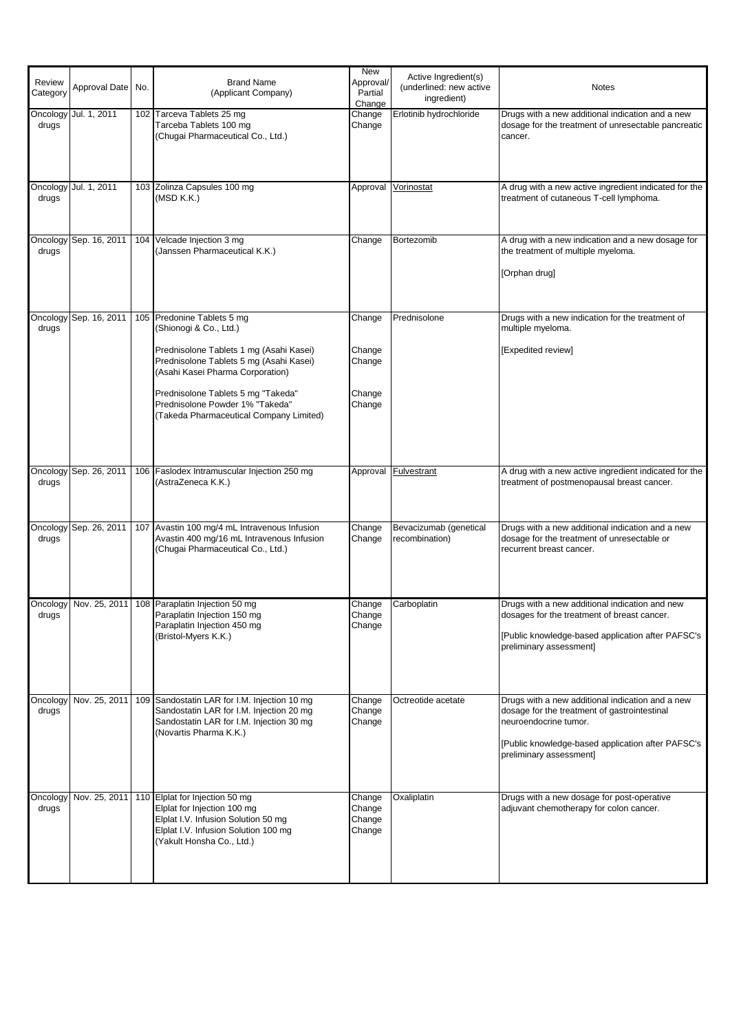| Review Category | Approval Date | No. | Brand Name (Applicant Company) | New Approval/ Partial Change | Active Ingredient(s) (underlined: new active ingredient) | Notes |
|---|---|---|---|---|---|---|
| Oncology drugs | Jul. 1, 2011 | 102 | Tarceva Tablets 25 mg<br>Tarceba Tablets 100 mg<br>(Chugai Pharmaceutical Co., Ltd.) | Change<br>Change | Erlotinib hydrochloride | Drugs with a new additional indication and a new dosage for the treatment of unresectable pancreatic cancer. |
| Oncology drugs | Jul. 1, 2011 | 103 | Zolinza Capsules 100 mg<br>(MSD K.K.) | Approval | Vorinostat | A drug with a new active ingredient indicated for the treatment of cutaneous T-cell lymphoma. |
| Oncology drugs | Sep. 16, 2011 | 104 | Velcade Injection 3 mg<br>(Janssen Pharmaceutical K.K.) | Change | Bortezomib | A drug with a new indication and a new dosage for the treatment of multiple myeloma.<br><br>[Orphan drug] |
| Oncology drugs | Sep. 16, 2011 | 105 | Predonine Tablets 5 mg<br>(Shionogi & Co., Ltd.)<br><br>Prednisolone Tablets 1 mg (Asahi Kasei)<br>Prednisolone Tablets 5 mg (Asahi Kasei)<br>(Asahi Kasei Pharma Corporation)<br><br>Prednisolone Tablets 5 mg "Takeda"<br>Prednisolone Powder 1% "Takeda"<br>(Takeda Pharmaceutical Company Limited) | Change<br><br>Change<br>Change<br><br>Change<br>Change | Prednisolone | Drugs with a new indication for the treatment of multiple myeloma.<br><br>[Expedited review] |
| Oncology drugs | Sep. 26, 2011 | 106 | Faslodex Intramuscular Injection 250 mg<br>(AstraZeneca K.K.) | Approval | Fulvestrant | A drug with a new active ingredient indicated for the treatment of postmenopausal breast cancer. |
| Oncology drugs | Sep. 26, 2011 | 107 | Avastin 100 mg/4 mL Intravenous Infusion<br>Avastin 400 mg/16 mL Intravenous Infusion<br>(Chugai Pharmaceutical Co., Ltd.) | Change<br>Change | Bevacizumab (genetical recombination) | Drugs with a new additional indication and a new dosage for the treatment of unresectable or recurrent breast cancer. |
| Oncology drugs | Nov. 25, 2011 | 108 | Paraplatin Injection 50 mg<br>Paraplatin Injection 150 mg<br>Paraplatin Injection 450 mg<br>(Bristol-Myers K.K.) | Change<br>Change<br>Change | Carboplatin | Drugs with a new additional indication and new dosages for the treatment of breast cancer.<br><br>[Public knowledge-based application after PAFSC's preliminary assessment] |
| Oncology drugs | Nov. 25, 2011 | 109 | Sandostatin LAR for I.M. Injection 10 mg<br>Sandostatin LAR for I.M. Injection 20 mg<br>Sandostatin LAR for I.M. Injection 30 mg<br>(Novartis Pharma K.K.) | Change<br>Change<br>Change | Octreotide acetate | Drugs with a new additional indication and a new dosage for the treatment of gastrointestinal neuroendocrine tumor.<br><br>[Public knowledge-based application after PAFSC's preliminary assessment] |
| Oncology drugs | Nov. 25, 2011 | 110 | Elplat for Injection 50 mg<br>Elplat for Injection 100 mg<br>Elplat I.V. Infusion Solution 50 mg<br>Elplat I.V. Infusion Solution 100 mg<br>(Yakult Honsha Co., Ltd.) | Change<br>Change<br>Change<br>Change | Oxaliplatin | Drugs with a new dosage for post-operative adjuvant chemotherapy for colon cancer. |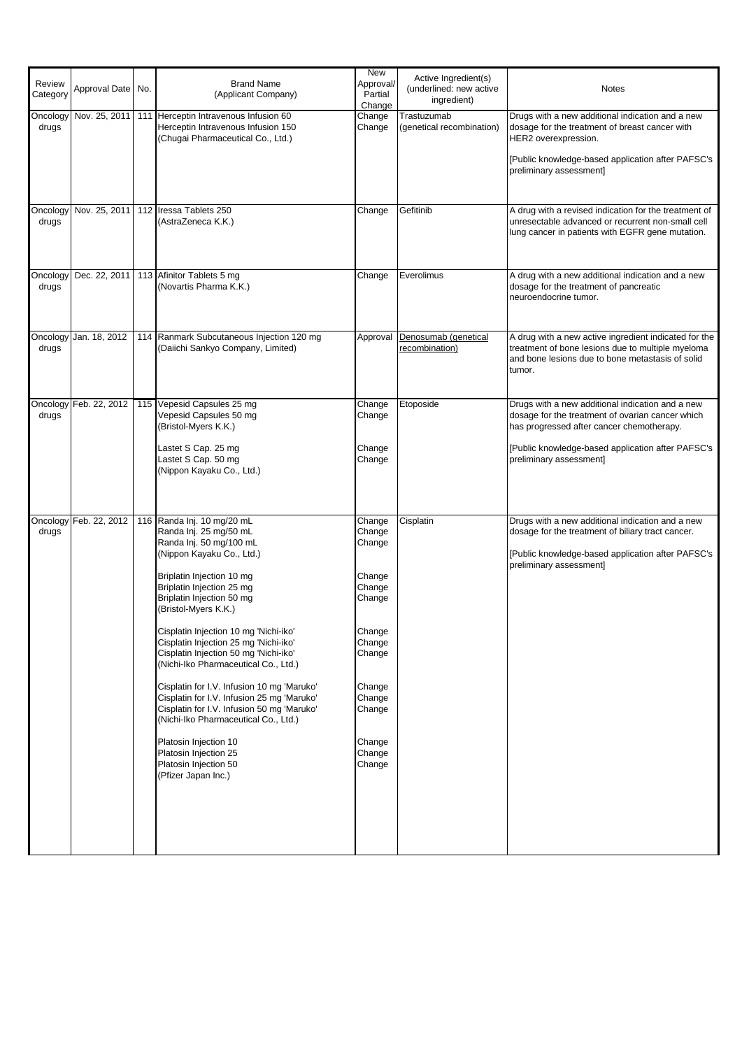| Review Category | Approval Date | No. | Brand Name (Applicant Company) | New Approval/ Partial Change | Active Ingredient(s) (underlined: new active ingredient) | Notes |
|---|---|---|---|---|---|---|
| Oncology drugs | Nov. 25, 2011 | 111 | Herceptin Intravenous Infusion 60<br>Herceptin Intravenous Infusion 150<br>(Chugai Pharmaceutical Co., Ltd.) | Change<br>Change | Trastuzumab (genetical recombination) | Drugs with a new additional indication and a new dosage for the treatment of breast cancer with HER2 overexpression.<br><br>[Public knowledge-based application after PAFSC's preliminary assessment] |
| Oncology drugs | Nov. 25, 2011 | 112 | Iressa Tablets 250<br>(AstraZeneca K.K.) | Change | Gefitinib | A drug with a revised indication for the treatment of unresectable advanced or recurrent non-small cell lung cancer in patients with EGFR gene mutation. |
| Oncology drugs | Dec. 22, 2011 | 113 | Afinitor Tablets 5 mg<br>(Novartis Pharma K.K.) | Change | Everolimus | A drug with a new additional indication and a new dosage for the treatment of pancreatic neuroendocrine tumor. |
| Oncology drugs | Jan. 18, 2012 | 114 | Ranmark Subcutaneous Injection 120 mg<br>(Daiichi Sankyo Company, Limited) | Approval | <u>Denosumab (genetical recombination)</u> | A drug with a new active ingredient indicated for the treatment of bone lesions due to multiple myeloma and bone lesions due to bone metastasis of solid tumor. |
| Oncology drugs | Feb. 22, 2012 | 115 | Vepesid Capsules 25 mg<br>Vepesid Capsules 50 mg<br>(Bristol-Myers K.K.)<br><br>Lastet S Cap. 25 mg<br>Lastet S Cap. 50 mg<br>(Nippon Kayaku Co., Ltd.) | Change<br>Change<br><br><br>Change<br>Change | Etoposide | Drugs with a new additional indication and a new dosage for the treatment of ovarian cancer which has progressed after cancer chemotherapy.<br><br>[Public knowledge-based application after PAFSC's preliminary assessment] |
| Oncology drugs | Feb. 22, 2012 | 116 | Randa Inj. 10 mg/20 mL<br>Randa Inj. 25 mg/50 mL<br>Randa Inj. 50 mg/100 mL<br>(Nippon Kayaku Co., Ltd.)<br><br>Briplatin Injection 10 mg<br>Briplatin Injection 25 mg<br>Briplatin Injection 50 mg<br>(Bristol-Myers K.K.)<br><br>Cisplatin Injection 10 mg 'Nichi-iko'<br>Cisplatin Injection 25 mg 'Nichi-iko'<br>Cisplatin Injection 50 mg 'Nichi-iko'<br>(Nichi-Iko Pharmaceutical Co., Ltd.)<br><br>Cisplatin for I.V. Infusion 10 mg 'Maruko'<br>Cisplatin for I.V. Infusion 25 mg 'Maruko'<br>Cisplatin for I.V. Infusion 50 mg 'Maruko'<br>(Nichi-Iko Pharmaceutical Co., Ltd.)<br><br>Platosin Injection 10<br>Platosin Injection 25<br>Platosin Injection 50<br>(Pfizer Japan Inc.) | Change<br>Change<br>Change<br><br><br>Change<br>Change<br>Change<br><br><br>Change<br>Change<br>Change<br><br><br>Change<br>Change<br>Change<br><br><br>Change<br>Change<br>Change | Cisplatin | Drugs with a new additional indication and a new dosage for the treatment of biliary tract cancer.<br><br>[Public knowledge-based application after PAFSC's preliminary assessment] |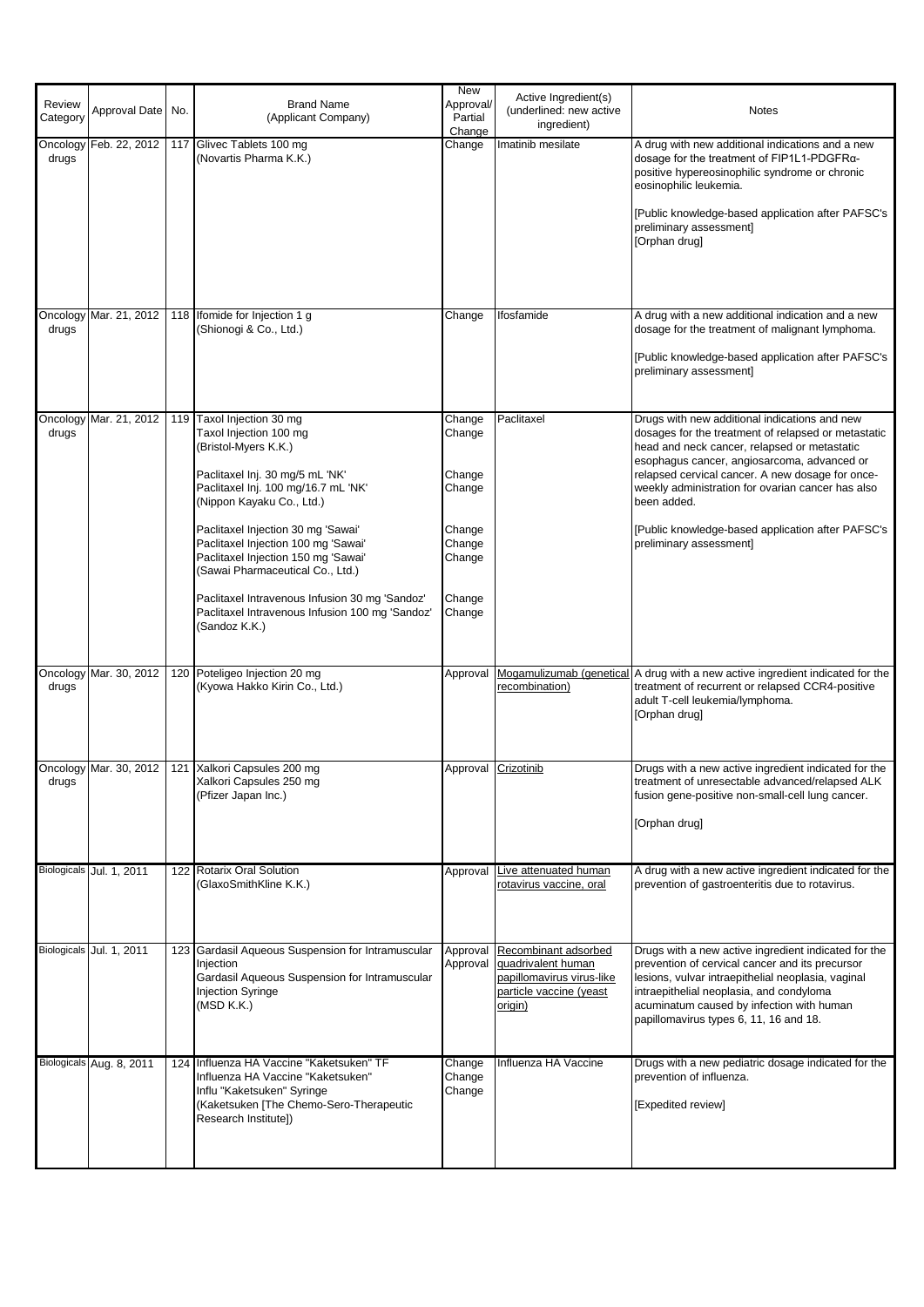| Review Category | Approval Date | No. | Brand Name (Applicant Company) | New Approval/ Partial Change | Active Ingredient(s) (underlined: new active ingredient) | Notes |
|---|---|---|---|---|---|---|
| Oncology drugs | Feb. 22, 2012 | 117 | Glivec Tablets 100 mg<br>(Novartis Pharma K.K.) | Change | Imatinib mesilate | A drug with new additional indications and a new dosage for the treatment of FIP1L1-PDGFRα-positive hypereosinophilic syndrome or chronic eosinophilic leukemia.<br><br>[Public knowledge-based application after PAFSC's preliminary assessment]<br>[Orphan drug] |
| Oncology drugs | Mar. 21, 2012 | 118 | Ifomide for Injection 1 g<br>(Shionogi & Co., Ltd.) | Change | Ifosfamide | A drug with a new additional indication and a new dosage for the treatment of malignant lymphoma.<br><br>[Public knowledge-based application after PAFSC's preliminary assessment] |
| Oncology drugs | Mar. 21, 2012 | 119 | Taxol Injection 30 mg<br>Taxol Injection 100 mg<br>(Bristol-Myers K.K.)<br><br>Paclitaxel Inj. 30 mg/5 mL 'NK'<br>Paclitaxel Inj. 100 mg/16.7 mL 'NK'<br>(Nippon Kayaku Co., Ltd.)<br><br>Paclitaxel Injection 30 mg 'Sawai'<br>Paclitaxel Injection 100 mg 'Sawai'<br>Paclitaxel Injection 150 mg 'Sawai'<br>(Sawai Pharmaceutical Co., Ltd.)<br><br>Paclitaxel Intravenous Infusion 30 mg 'Sandoz'<br>Paclitaxel Intravenous Infusion 100 mg 'Sandoz'<br>(Sandoz K.K.) | Change<br>Change<br><br><br>Change<br>Change<br><br><br>Change<br>Change<br>Change<br><br><br>Change<br>Change | Paclitaxel | Drugs with new additional indications and new dosages for the treatment of relapsed or metastatic head and neck cancer, relapsed or metastatic esophagus cancer, angiosarcoma, advanced or relapsed cervical cancer. A new dosage for once-weekly administration for ovarian cancer has also been added.<br><br>[Public knowledge-based application after PAFSC's preliminary assessment] |
| Oncology drugs | Mar. 30, 2012 | 120 | Poteligeo Injection 20 mg<br>(Kyowa Hakko Kirin Co., Ltd.) | Approval | Mogamulizumab (genetical recombination) | A drug with a new active ingredient indicated for the treatment of recurrent or relapsed CCR4-positive adult T-cell leukemia/lymphoma.<br>[Orphan drug] |
| Oncology drugs | Mar. 30, 2012 | 121 | Xalkori Capsules 200 mg<br>Xalkori Capsules 250 mg<br>(Pfizer Japan Inc.) | Approval | Crizotinib | Drugs with a new active ingredient indicated for the treatment of unresectable advanced/relapsed ALK fusion gene-positive non-small-cell lung cancer.<br><br>[Orphan drug] |
| Biologicals | Jul. 1, 2011 | 122 | Rotarix Oral Solution<br>(GlaxoSmithKline K.K.) | Approval | Live attenuated human rotavirus vaccine, oral | A drug with a new active ingredient indicated for the prevention of gastroenteritis due to rotavirus. |
| Biologicals | Jul. 1, 2011 | 123 | Gardasil Aqueous Suspension for Intramuscular Injection<br>Gardasil Aqueous Suspension for Intramuscular Injection Syringe<br>(MSD K.K.) | Approval<br>Approval | Recombinant adsorbed quadrivalent human papillomavirus virus-like particle vaccine (yeast origin) | Drugs with a new active ingredient indicated for the prevention of cervical cancer and its precursor lesions, vulvar intraepithelial neoplasia, vaginal intraepithelial neoplasia, and condyloma acuminatum caused by infection with human papillomavirus types 6, 11, 16 and 18. |
| Biologicals | Aug. 8, 2011 | 124 | Influenza HA Vaccine "Kaketsuken" TF<br>Influenza HA Vaccine "Kaketsuken"<br>Influ "Kaketsuken" Syringe<br>(Kaketsuken [The Chemo-Sero-Therapeutic Research Institute]) | Change<br>Change<br>Change | Influenza HA Vaccine | Drugs with a new pediatric dosage indicated for the prevention of influenza.<br><br>[Expedited review] |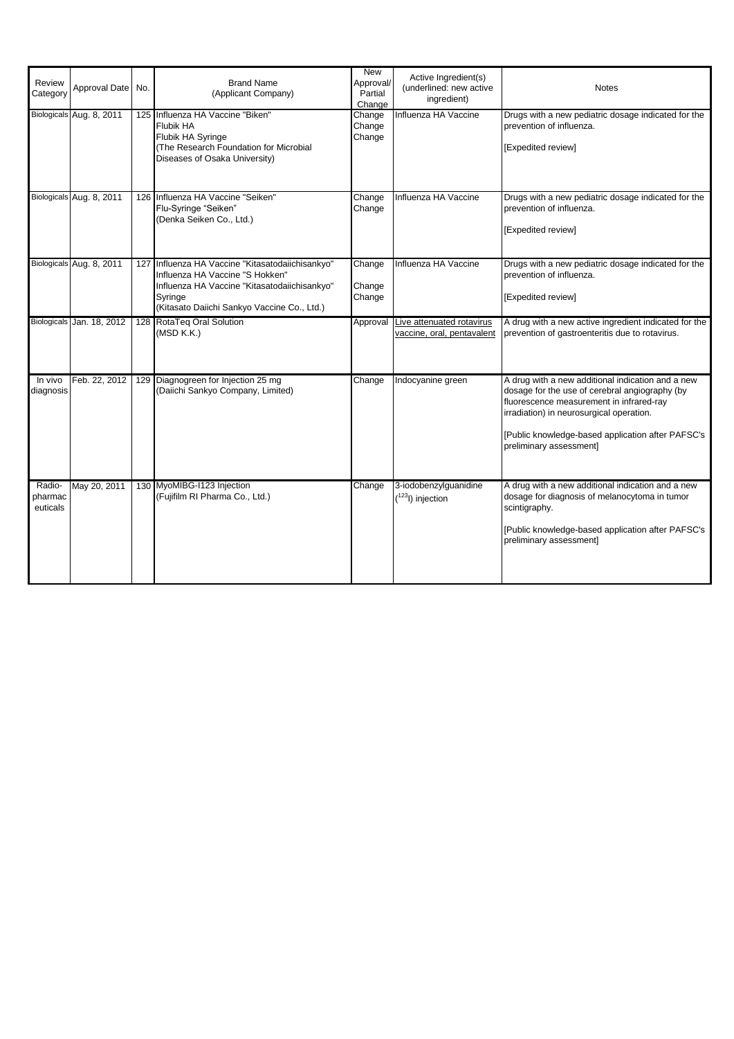| Review Category | Approval Date | No. | Brand Name (Applicant Company) | New Approval/ Partial Change | Active Ingredient(s) (underlined: new active ingredient) | Notes |
|---|---|---|---|---|---|---|
| Biologicals | Aug. 8, 2011 | 125 | Influenza HA Vaccine "Biken"<br>Flubik HA<br>Flubik HA Syringe<br>(The Research Foundation for Microbial Diseases of Osaka University) | Change<br>Change<br>Change | Influenza HA Vaccine | Drugs with a new pediatric dosage indicated for the prevention of influenza.<br><br>[Expedited review] |
| Biologicals | Aug. 8, 2011 | 126 | Influenza HA Vaccine "Seiken"<br>Flu-Syringe "Seiken"<br>(Denka Seiken Co., Ltd.) | Change<br>Change | Influenza HA Vaccine | Drugs with a new pediatric dosage indicated for the prevention of influenza.<br><br>[Expedited review] |
| Biologicals | Aug. 8, 2011 | 127 | Influenza HA Vaccine "Kitasatodaiichisankyo"<br>Influenza HA Vaccine "S Hokken"<br>Influenza HA Vaccine "Kitasatodaiichisankyo" Syringe<br>(Kitasato Daiichi Sankyo Vaccine Co., Ltd.) | Change<br>Change<br>Change | Influenza HA Vaccine | Drugs with a new pediatric dosage indicated for the prevention of influenza.<br><br>[Expedited review] |
| Biologicals | Jan. 18, 2012 | 128 | RotaTeq Oral Solution<br>(MSD K.K.) | Approval | <u>Live attenuated rotavirus vaccine, oral, pentavalent</u> | A drug with a new active ingredient indicated for the prevention of gastroenteritis due to rotavirus. |
| In vivo diagnosis | Feb. 22, 2012 | 129 | Diagnogreen for Injection 25 mg<br>(Daiichi Sankyo Company, Limited) | Change | Indocyanine green | A drug with a new additional indication and a new dosage for the use of cerebral angiography (by fluorescence measurement in infrared-ray irradiation) in neurosurgical operation.<br><br>[Public knowledge-based application after PAFSC's preliminary assessment] |
| Radio-pharmaceuticals | May 20, 2011 | 130 | MyoMIBG-I123 Injection<br>(Fujifilm RI Pharma Co., Ltd.) | Change | 3-iodobenzylguanidine ($^{123}$I) injection | A drug with a new additional indication and a new dosage for diagnosis of melanocytoma in tumor scintigraphy.<br><br>[Public knowledge-based application after PAFSC's preliminary assessment] |